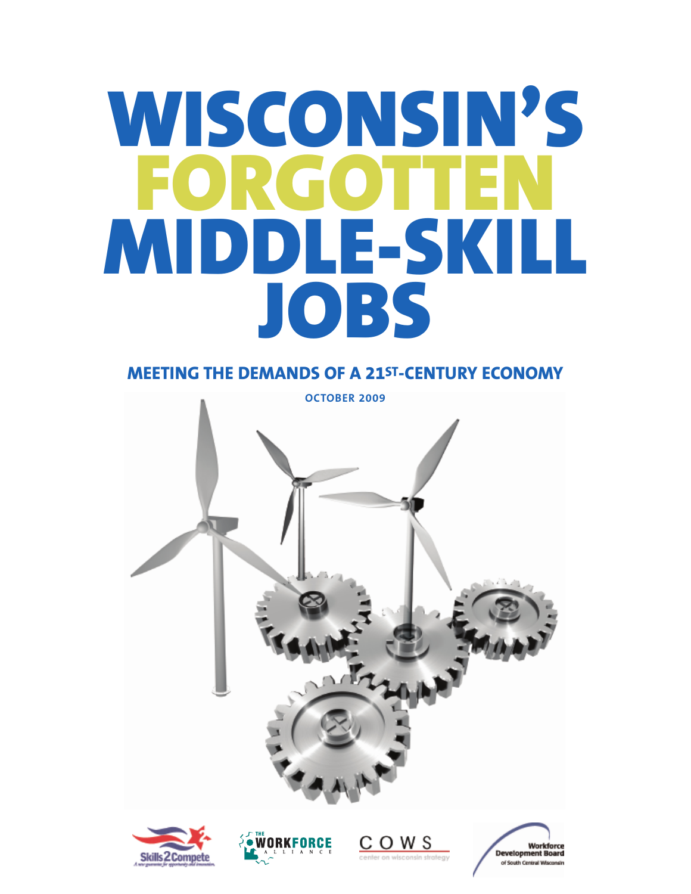# WISCONSIN'S FORGOTTEN MIDDLE-SKILL JOBS

## MEETING THE DEMANDS OF A 21ST-CENTURY ECONOMY

OCTOBER 2009

Skills2Compete — A new guarantee for opportunity and innovation.

THE WORKFORCE ALLIANCE

COWS — center on wisconsin strategy

Workforce Development Board of South Central Wisconsin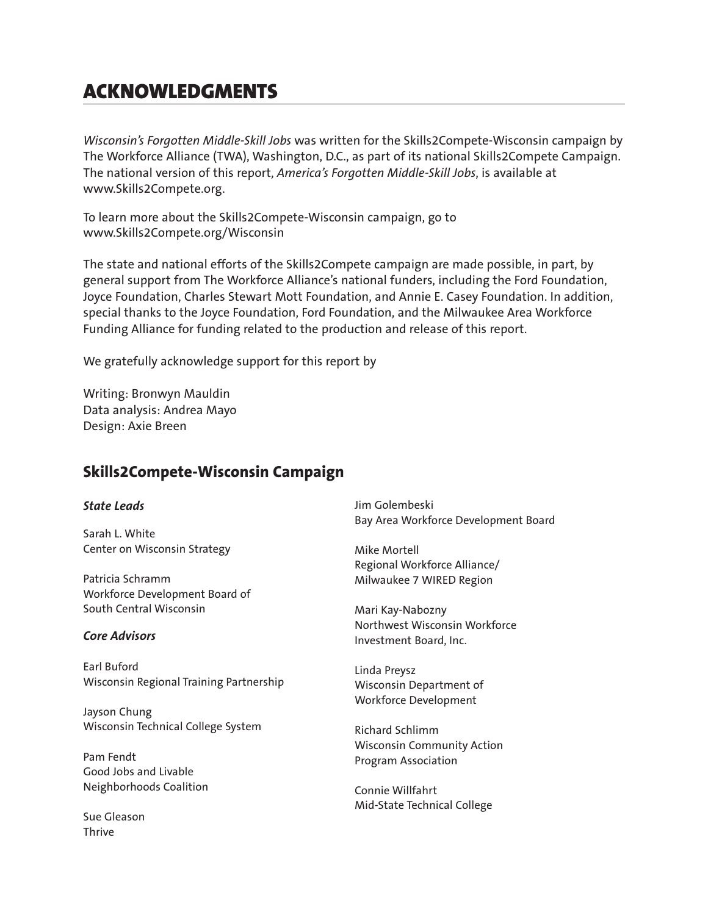# ACKNOWLEDGMENTS

*Wisconsin's Forgotten Middle-Skill Jobs* was written for the Skills2Compete-Wisconsin campaign by The Workforce Alliance (TWA), Washington, D.C., as part of its national Skills2Compete Campaign. The national version of this report, *America's Forgotten Middle-Skill Jobs*, is available at www.Skills2Compete.org.

To learn more about the Skills2Compete-Wisconsin campaign, go to www.Skills2Compete.org/Wisconsin

The state and national efforts of the Skills2Compete campaign are made possible, in part, by general support from The Workforce Alliance's national funders, including the Ford Foundation, Joyce Foundation, Charles Stewart Mott Foundation, and Annie E. Casey Foundation. In addition, special thanks to the Joyce Foundation, Ford Foundation, and the Milwaukee Area Workforce Funding Alliance for funding related to the production and release of this report.

We gratefully acknowledge support for this report by

Writing: Bronwyn Mauldin
Data analysis: Andrea Mayo
Design: Axie Breen

## Skills2Compete-Wisconsin Campaign

### *State Leads*

Sarah L. White
Center on Wisconsin Strategy

Patricia Schramm
Workforce Development Board of South Central Wisconsin

### *Core Advisors*

Earl Buford
Wisconsin Regional Training Partnership

Jayson Chung
Wisconsin Technical College System

Pam Fendt
Good Jobs and Livable Neighborhoods Coalition

Sue Gleason
Thrive

Jim Golembeski
Bay Area Workforce Development Board

Mike Mortell
Regional Workforce Alliance/ Milwaukee 7 WIRED Region

Mari Kay-Nabozny
Northwest Wisconsin Workforce Investment Board, Inc.

Linda Preysz
Wisconsin Department of Workforce Development

Richard Schlimm
Wisconsin Community Action Program Association

Connie Willfahrt
Mid-State Technical College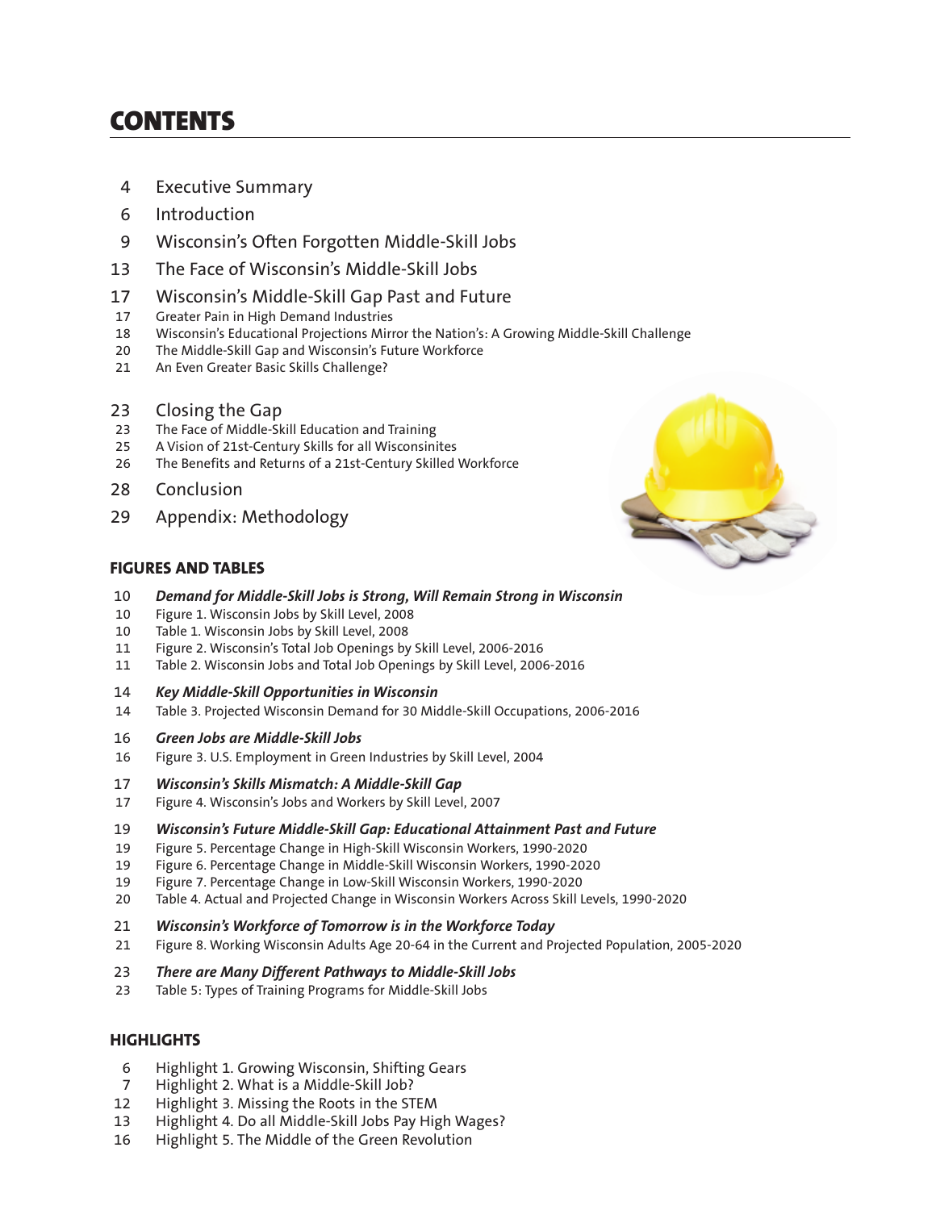# CONTENTS

4 Executive Summary

6 Introduction

9 Wisconsin's Often Forgotten Middle-Skill Jobs

13 The Face of Wisconsin's Middle-Skill Jobs

17 Wisconsin's Middle-Skill Gap Past and Future

17 Greater Pain in High Demand Industries

18 Wisconsin's Educational Projections Mirror the Nation's: A Growing Middle-Skill Challenge

20 The Middle-Skill Gap and Wisconsin's Future Workforce

21 An Even Greater Basic Skills Challenge?

23 Closing the Gap

23 The Face of Middle-Skill Education and Training

25 A Vision of 21st-Century Skills for all Wisconsinites

26 The Benefits and Returns of a 21st-Century Skilled Workforce

28 Conclusion

29 Appendix: Methodology

## FIGURES AND TABLES

10 ***Demand for Middle-Skill Jobs is Strong, Will Remain Strong in Wisconsin***

10 Figure 1. Wisconsin Jobs by Skill Level, 2008

10 Table 1. Wisconsin Jobs by Skill Level, 2008

11 Figure 2. Wisconsin's Total Job Openings by Skill Level, 2006-2016

11 Table 2. Wisconsin Jobs and Total Job Openings by Skill Level, 2006-2016

14 ***Key Middle-Skill Opportunities in Wisconsin***

14 Table 3. Projected Wisconsin Demand for 30 Middle-Skill Occupations, 2006-2016

16 ***Green Jobs are Middle-Skill Jobs***

16 Figure 3. U.S. Employment in Green Industries by Skill Level, 2004

17 ***Wisconsin's Skills Mismatch: A Middle-Skill Gap***

17 Figure 4. Wisconsin's Jobs and Workers by Skill Level, 2007

19 ***Wisconsin's Future Middle-Skill Gap: Educational Attainment Past and Future***

19 Figure 5. Percentage Change in High-Skill Wisconsin Workers, 1990-2020

19 Figure 6. Percentage Change in Middle-Skill Wisconsin Workers, 1990-2020

19 Figure 7. Percentage Change in Low-Skill Wisconsin Workers, 1990-2020

20 Table 4. Actual and Projected Change in Wisconsin Workers Across Skill Levels, 1990-2020

21 ***Wisconsin's Workforce of Tomorrow is in the Workforce Today***

21 Figure 8. Working Wisconsin Adults Age 20-64 in the Current and Projected Population, 2005-2020

23 ***There are Many Different Pathways to Middle-Skill Jobs***

23 Table 5: Types of Training Programs for Middle-Skill Jobs

## HIGHLIGHTS

6 Highlight 1. Growing Wisconsin, Shifting Gears

7 Highlight 2. What is a Middle-Skill Job?

12 Highlight 3. Missing the Roots in the STEM

13 Highlight 4. Do all Middle-Skill Jobs Pay High Wages?

16 Highlight 5. The Middle of the Green Revolution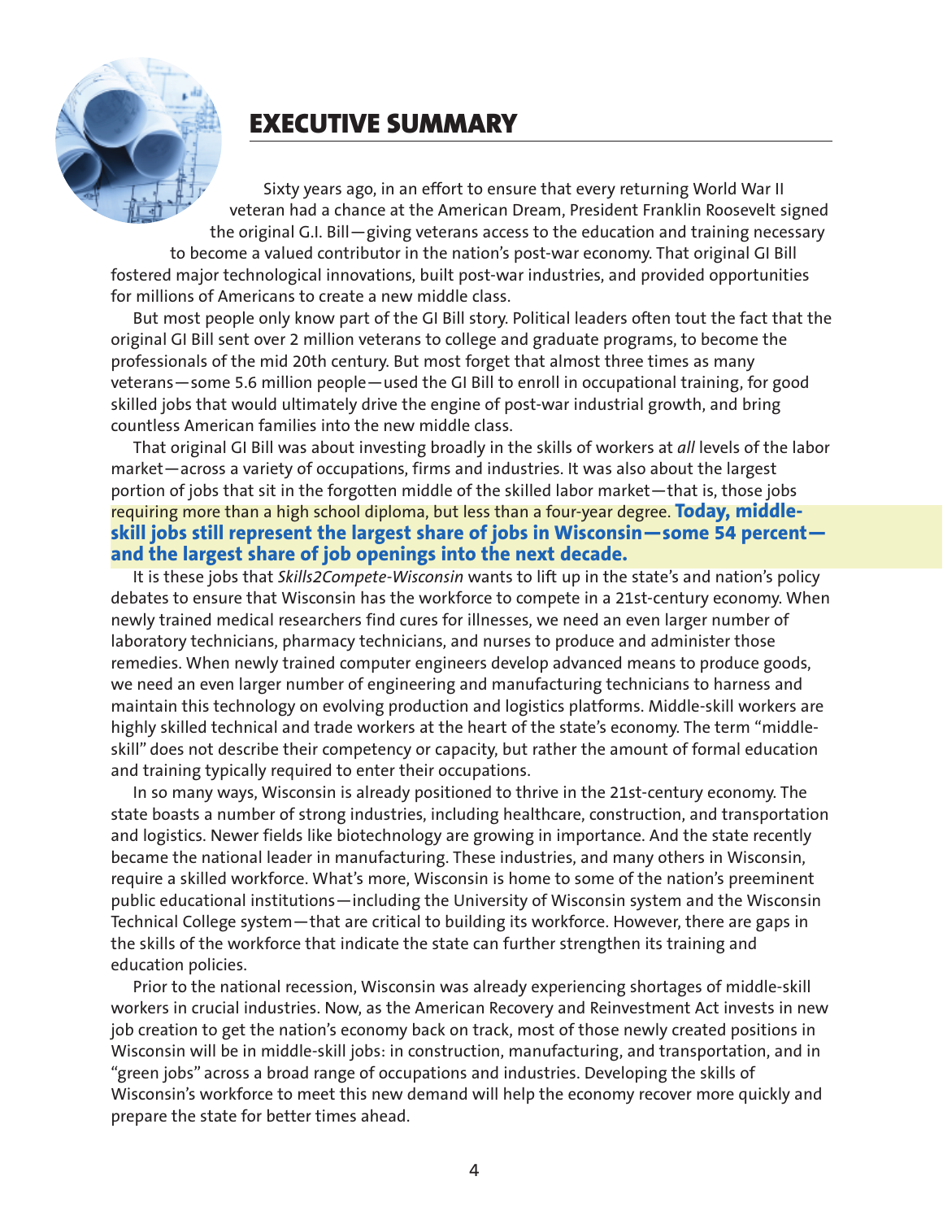## EXECUTIVE SUMMARY

Sixty years ago, in an effort to ensure that every returning World War II veteran had a chance at the American Dream, President Franklin Roosevelt signed the original G.I. Bill—giving veterans access to the education and training necessary to become a valued contributor in the nation's post-war economy. That original GI Bill fostered major technological innovations, built post-war industries, and provided opportunities for millions of Americans to create a new middle class.

But most people only know part of the GI Bill story. Political leaders often tout the fact that the original GI Bill sent over 2 million veterans to college and graduate programs, to become the professionals of the mid 20th century. But most forget that almost three times as many veterans—some 5.6 million people—used the GI Bill to enroll in occupational training, for good skilled jobs that would ultimately drive the engine of post-war industrial growth, and bring countless American families into the new middle class.

That original GI Bill was about investing broadly in the skills of workers at *all* levels of the labor market—across a variety of occupations, firms and industries. It was also about the largest portion of jobs that sit in the forgotten middle of the skilled labor market—that is, those jobs requiring more than a high school diploma, but less than a four-year degree. **Today, middle-skill jobs still represent the largest share of jobs in Wisconsin—some 54 percent—and the largest share of job openings into the next decade.**

It is these jobs that *Skills2Compete-Wisconsin* wants to lift up in the state's and nation's policy debates to ensure that Wisconsin has the workforce to compete in a 21st-century economy. When newly trained medical researchers find cures for illnesses, we need an even larger number of laboratory technicians, pharmacy technicians, and nurses to produce and administer those remedies. When newly trained computer engineers develop advanced means to produce goods, we need an even larger number of engineering and manufacturing technicians to harness and maintain this technology on evolving production and logistics platforms. Middle-skill workers are highly skilled technical and trade workers at the heart of the state's economy. The term "middle-skill" does not describe their competency or capacity, but rather the amount of formal education and training typically required to enter their occupations.

In so many ways, Wisconsin is already positioned to thrive in the 21st-century economy. The state boasts a number of strong industries, including healthcare, construction, and transportation and logistics. Newer fields like biotechnology are growing in importance. And the state recently became the national leader in manufacturing. These industries, and many others in Wisconsin, require a skilled workforce. What's more, Wisconsin is home to some of the nation's preeminent public educational institutions—including the University of Wisconsin system and the Wisconsin Technical College system—that are critical to building its workforce. However, there are gaps in the skills of the workforce that indicate the state can further strengthen its training and education policies.

Prior to the national recession, Wisconsin was already experiencing shortages of middle-skill workers in crucial industries. Now, as the American Recovery and Reinvestment Act invests in new job creation to get the nation's economy back on track, most of those newly created positions in Wisconsin will be in middle-skill jobs: in construction, manufacturing, and transportation, and in "green jobs" across a broad range of occupations and industries. Developing the skills of Wisconsin's workforce to meet this new demand will help the economy recover more quickly and prepare the state for better times ahead.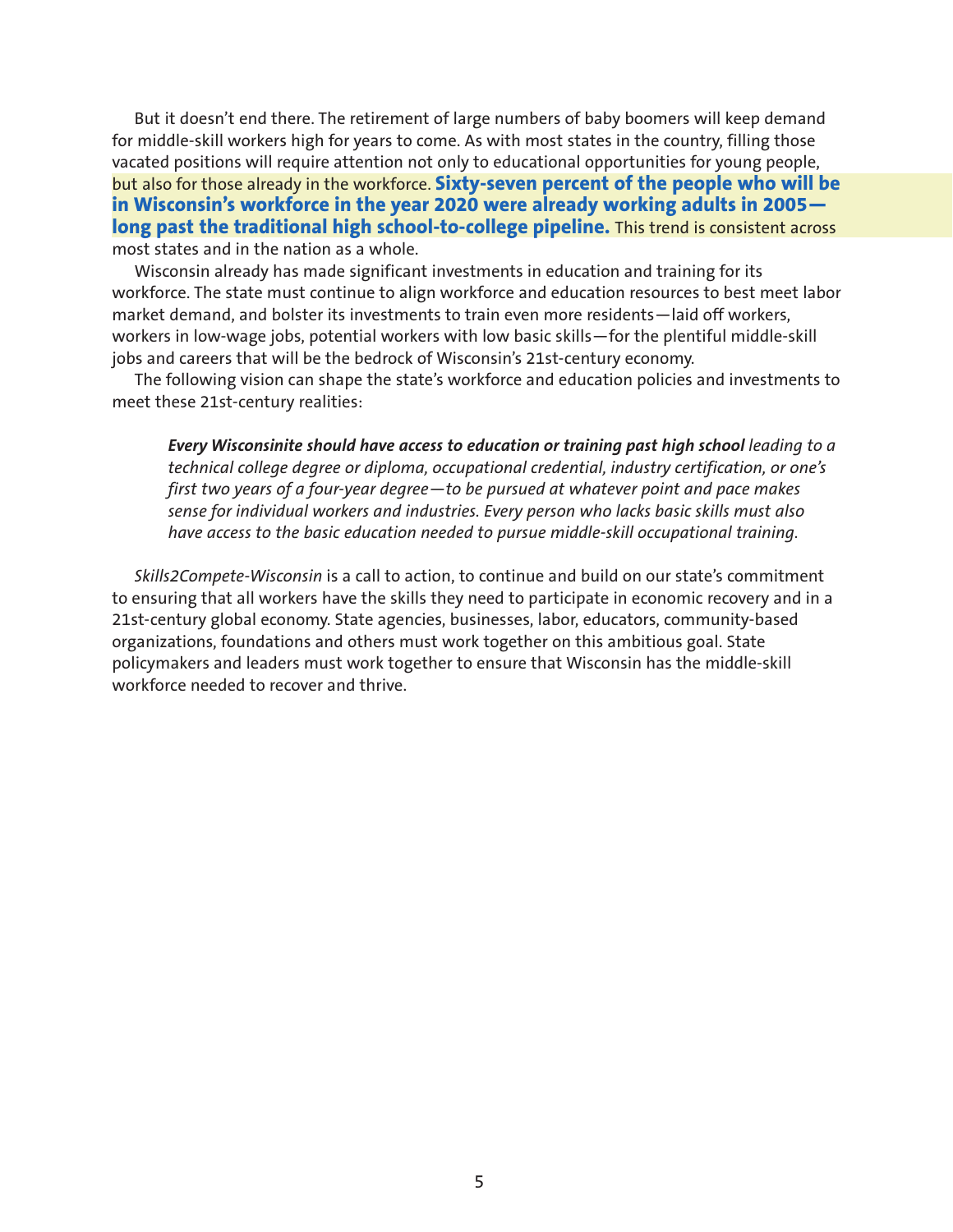But it doesn't end there. The retirement of large numbers of baby boomers will keep demand for middle-skill workers high for years to come. As with most states in the country, filling those vacated positions will require attention not only to educational opportunities for young people, but also for those already in the workforce. **Sixty-seven percent of the people who will be in Wisconsin's workforce in the year 2020 were already working adults in 2005—long past the traditional high school-to-college pipeline.** This trend is consistent across most states and in the nation as a whole.

Wisconsin already has made significant investments in education and training for its workforce. The state must continue to align workforce and education resources to best meet labor market demand, and bolster its investments to train even more residents—laid off workers, workers in low-wage jobs, potential workers with low basic skills—for the plentiful middle-skill jobs and careers that will be the bedrock of Wisconsin's 21st-century economy.

The following vision can shape the state's workforce and education policies and investments to meet these 21st-century realities:

> ***Every Wisconsinite should have access to education or training past high school*** *leading to a technical college degree or diploma, occupational credential, industry certification, or one's first two years of a four-year degree—to be pursued at whatever point and pace makes sense for individual workers and industries. Every person who lacks basic skills must also have access to the basic education needed to pursue middle-skill occupational training.*

*Skills2Compete-Wisconsin* is a call to action, to continue and build on our state's commitment to ensuring that all workers have the skills they need to participate in economic recovery and in a 21st-century global economy. State agencies, businesses, labor, educators, community-based organizations, foundations and others must work together on this ambitious goal. State policymakers and leaders must work together to ensure that Wisconsin has the middle-skill workforce needed to recover and thrive.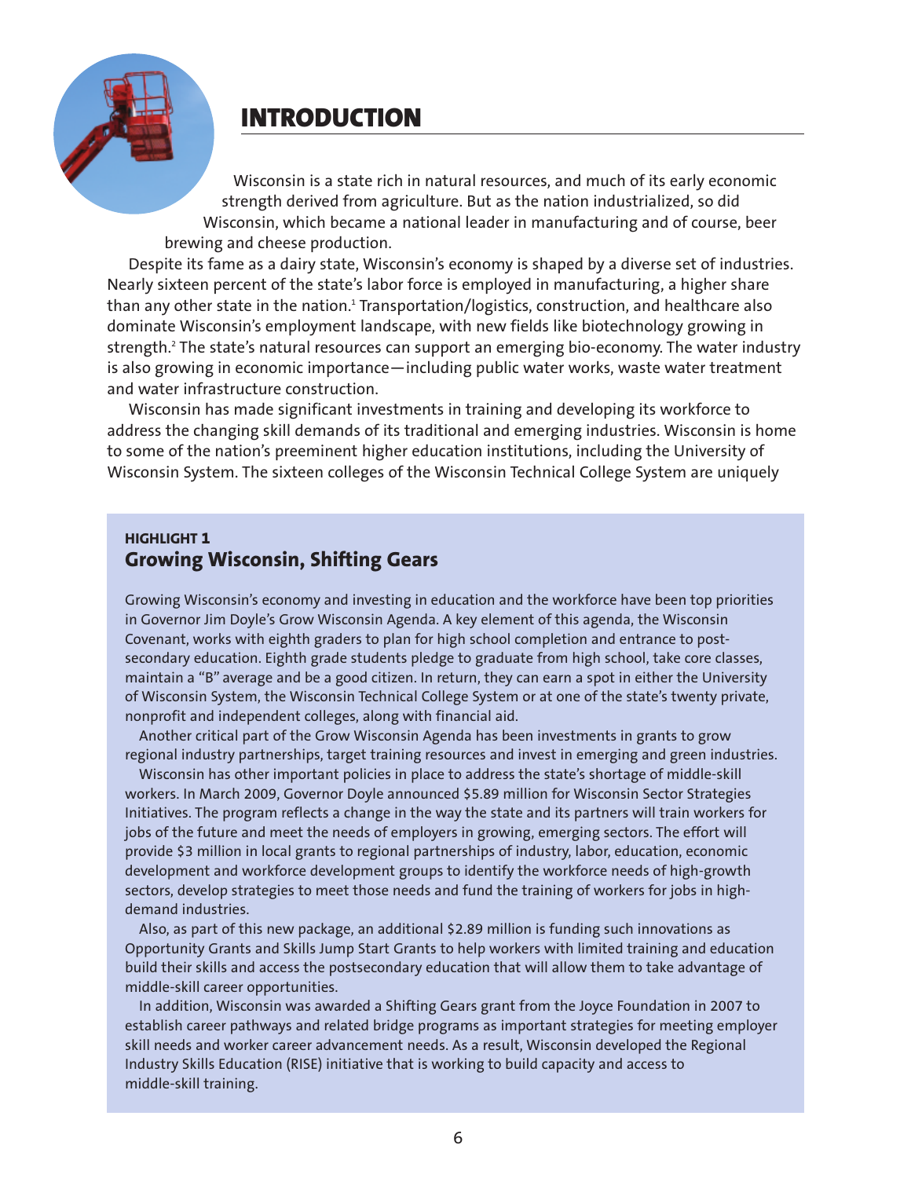# INTRODUCTION

Wisconsin is a state rich in natural resources, and much of its early economic strength derived from agriculture. But as the nation industrialized, so did Wisconsin, which became a national leader in manufacturing and of course, beer brewing and cheese production.

Despite its fame as a dairy state, Wisconsin's economy is shaped by a diverse set of industries. Nearly sixteen percent of the state's labor force is employed in manufacturing, a higher share than any other state in the nation.[1] Transportation/logistics, construction, and healthcare also dominate Wisconsin's employment landscape, with new fields like biotechnology growing in strength.[2] The state's natural resources can support an emerging bio-economy. The water industry is also growing in economic importance—including public water works, waste water treatment and water infrastructure construction.

Wisconsin has made significant investments in training and developing its workforce to address the changing skill demands of its traditional and emerging industries. Wisconsin is home to some of the nation's preeminent higher education institutions, including the University of Wisconsin System. The sixteen colleges of the Wisconsin Technical College System are uniquely

---

**HIGHLIGHT 1**

## Growing Wisconsin, Shifting Gears

Growing Wisconsin's economy and investing in education and the workforce have been top priorities in Governor Jim Doyle's Grow Wisconsin Agenda. A key element of this agenda, the Wisconsin Covenant, works with eighth graders to plan for high school completion and entrance to post-secondary education. Eighth grade students pledge to graduate from high school, take core classes, maintain a "B" average and be a good citizen. In return, they can earn a spot in either the University of Wisconsin System, the Wisconsin Technical College System or at one of the state's twenty private, nonprofit and independent colleges, along with financial aid.

Another critical part of the Grow Wisconsin Agenda has been investments in grants to grow regional industry partnerships, target training resources and invest in emerging and green industries.

Wisconsin has other important policies in place to address the state's shortage of middle-skill workers. In March 2009, Governor Doyle announced $5.89 million for Wisconsin Sector Strategies Initiatives. The program reflects a change in the way the state and its partners will train workers for jobs of the future and meet the needs of employers in growing, emerging sectors. The effort will provide $3 million in local grants to regional partnerships of industry, labor, education, economic development and workforce development groups to identify the workforce needs of high-growth sectors, develop strategies to meet those needs and fund the training of workers for jobs in high-demand industries.

Also, as part of this new package, an additional $2.89 million is funding such innovations as Opportunity Grants and Skills Jump Start Grants to help workers with limited training and education build their skills and access the postsecondary education that will allow them to take advantage of middle-skill career opportunities.

In addition, Wisconsin was awarded a Shifting Gears grant from the Joyce Foundation in 2007 to establish career pathways and related bridge programs as important strategies for meeting employer skill needs and worker career advancement needs. As a result, Wisconsin developed the Regional Industry Skills Education (RISE) initiative that is working to build capacity and access to middle-skill training.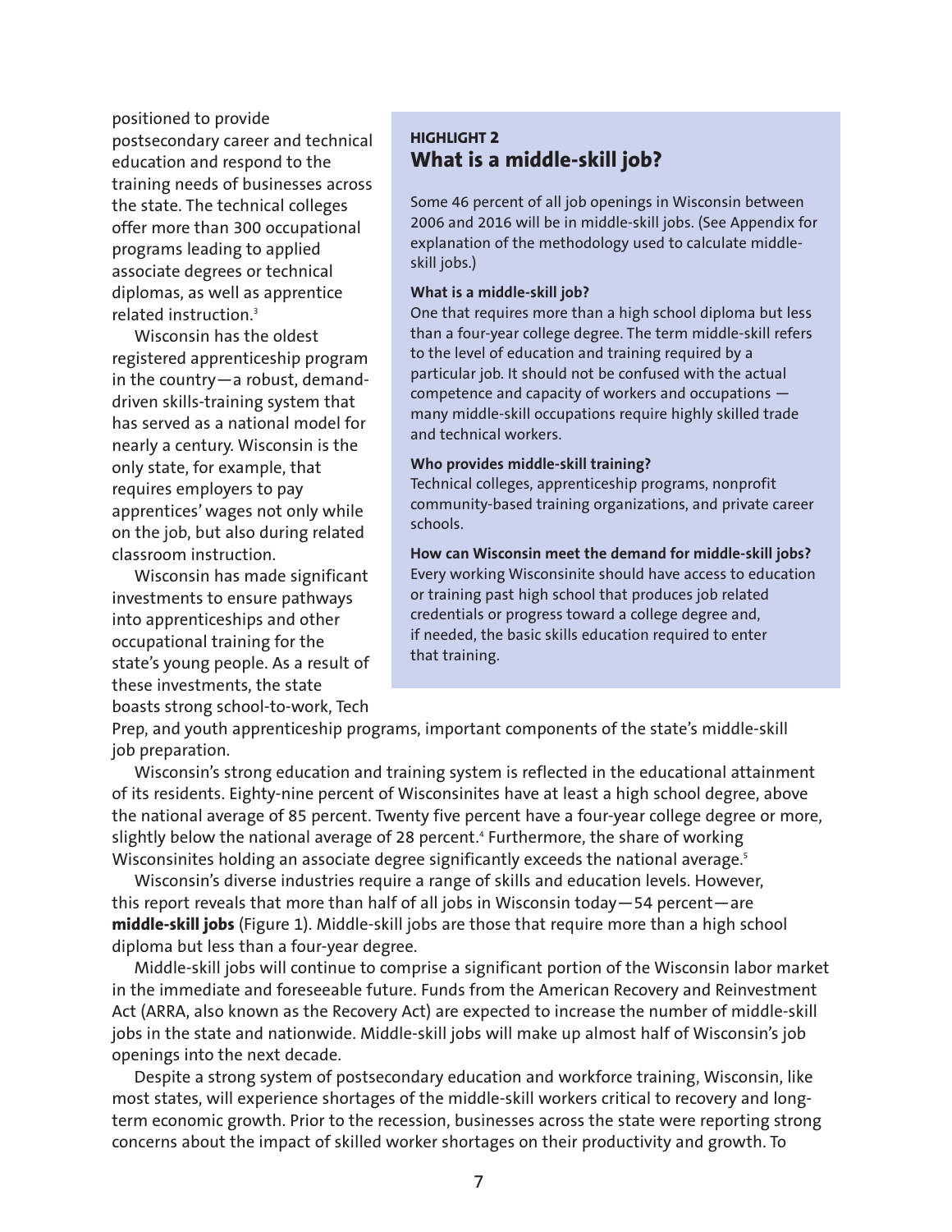positioned to provide postsecondary career and technical education and respond to the training needs of businesses across the state. The technical colleges offer more than 300 occupational programs leading to applied associate degrees or technical diplomas, as well as apprentice related instruction.[3]

Wisconsin has the oldest registered apprenticeship program in the country—a robust, demand-driven skills-training system that has served as a national model for nearly a century. Wisconsin is the only state, for example, that requires employers to pay apprentices' wages not only while on the job, but also during related classroom instruction.

Wisconsin has made significant investments to ensure pathways into apprenticeships and other occupational training for the state's young people. As a result of these investments, the state boasts strong school-to-work, Tech Prep, and youth apprenticeship programs, important components of the state's middle-skill job preparation.

> **HIGHLIGHT 2**
> ## What is a middle-skill job?
>
> Some 46 percent of all job openings in Wisconsin between 2006 and 2016 will be in middle-skill jobs. (See Appendix for explanation of the methodology used to calculate middle-skill jobs.)
>
> **What is a middle-skill job?**
> One that requires more than a high school diploma but less than a four-year college degree. The term middle-skill refers to the level of education and training required by a particular job. It should not be confused with the actual competence and capacity of workers and occupations — many middle-skill occupations require highly skilled trade and technical workers.
>
> **Who provides middle-skill training?**
> Technical colleges, apprenticeship programs, nonprofit community-based training organizations, and private career schools.
>
> **How can Wisconsin meet the demand for middle-skill jobs?**
> Every working Wisconsinite should have access to education or training past high school that produces job related credentials or progress toward a college degree and, if needed, the basic skills education required to enter that training.

Wisconsin's strong education and training system is reflected in the educational attainment of its residents. Eighty-nine percent of Wisconsinites have at least a high school degree, above the national average of 85 percent. Twenty five percent have a four-year college degree or more, slightly below the national average of 28 percent.[4] Furthermore, the share of working Wisconsinites holding an associate degree significantly exceeds the national average.[5]

Wisconsin's diverse industries require a range of skills and education levels. However, this report reveals that more than half of all jobs in Wisconsin today—54 percent—are **middle-skill jobs** (Figure 1). Middle-skill jobs are those that require more than a high school diploma but less than a four-year degree.

Middle-skill jobs will continue to comprise a significant portion of the Wisconsin labor market in the immediate and foreseeable future. Funds from the American Recovery and Reinvestment Act (ARRA, also known as the Recovery Act) are expected to increase the number of middle-skill jobs in the state and nationwide. Middle-skill jobs will make up almost half of Wisconsin's job openings into the next decade.

Despite a strong system of postsecondary education and workforce training, Wisconsin, like most states, will experience shortages of the middle-skill workers critical to recovery and long-term economic growth. Prior to the recession, businesses across the state were reporting strong concerns about the impact of skilled worker shortages on their productivity and growth. To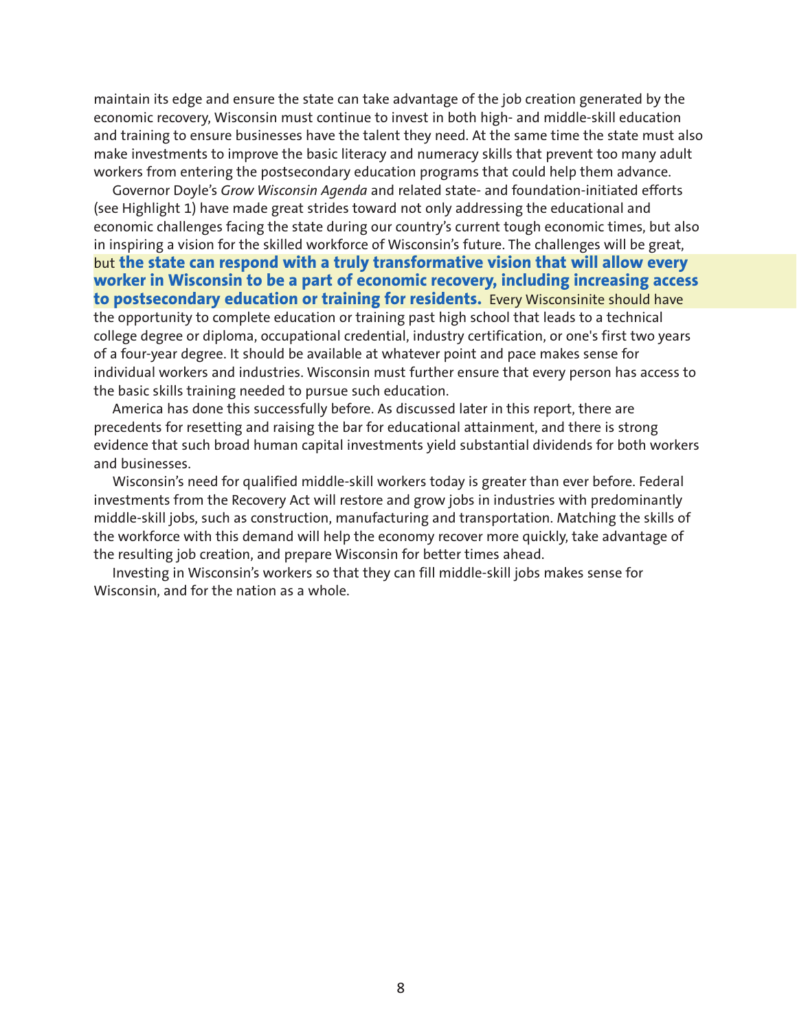maintain its edge and ensure the state can take advantage of the job creation generated by the economic recovery, Wisconsin must continue to invest in both high- and middle-skill education and training to ensure businesses have the talent they need. At the same time the state must also make investments to improve the basic literacy and numeracy skills that prevent too many adult workers from entering the postsecondary education programs that could help them advance.

Governor Doyle's *Grow Wisconsin Agenda* and related state- and foundation-initiated efforts (see Highlight 1) have made great strides toward not only addressing the educational and economic challenges facing the state during our country's current tough economic times, but also in inspiring a vision for the skilled workforce of Wisconsin's future. The challenges will be great, but **the state can respond with a truly transformative vision that will allow every worker in Wisconsin to be a part of economic recovery, including increasing access to postsecondary education or training for residents.** Every Wisconsinite should have the opportunity to complete education or training past high school that leads to a technical college degree or diploma, occupational credential, industry certification, or one's first two years of a four-year degree. It should be available at whatever point and pace makes sense for individual workers and industries. Wisconsin must further ensure that every person has access to the basic skills training needed to pursue such education.

America has done this successfully before. As discussed later in this report, there are precedents for resetting and raising the bar for educational attainment, and there is strong evidence that such broad human capital investments yield substantial dividends for both workers and businesses.

Wisconsin's need for qualified middle-skill workers today is greater than ever before. Federal investments from the Recovery Act will restore and grow jobs in industries with predominantly middle-skill jobs, such as construction, manufacturing and transportation. Matching the skills of the workforce with this demand will help the economy recover more quickly, take advantage of the resulting job creation, and prepare Wisconsin for better times ahead.

Investing in Wisconsin's workers so that they can fill middle-skill jobs makes sense for Wisconsin, and for the nation as a whole.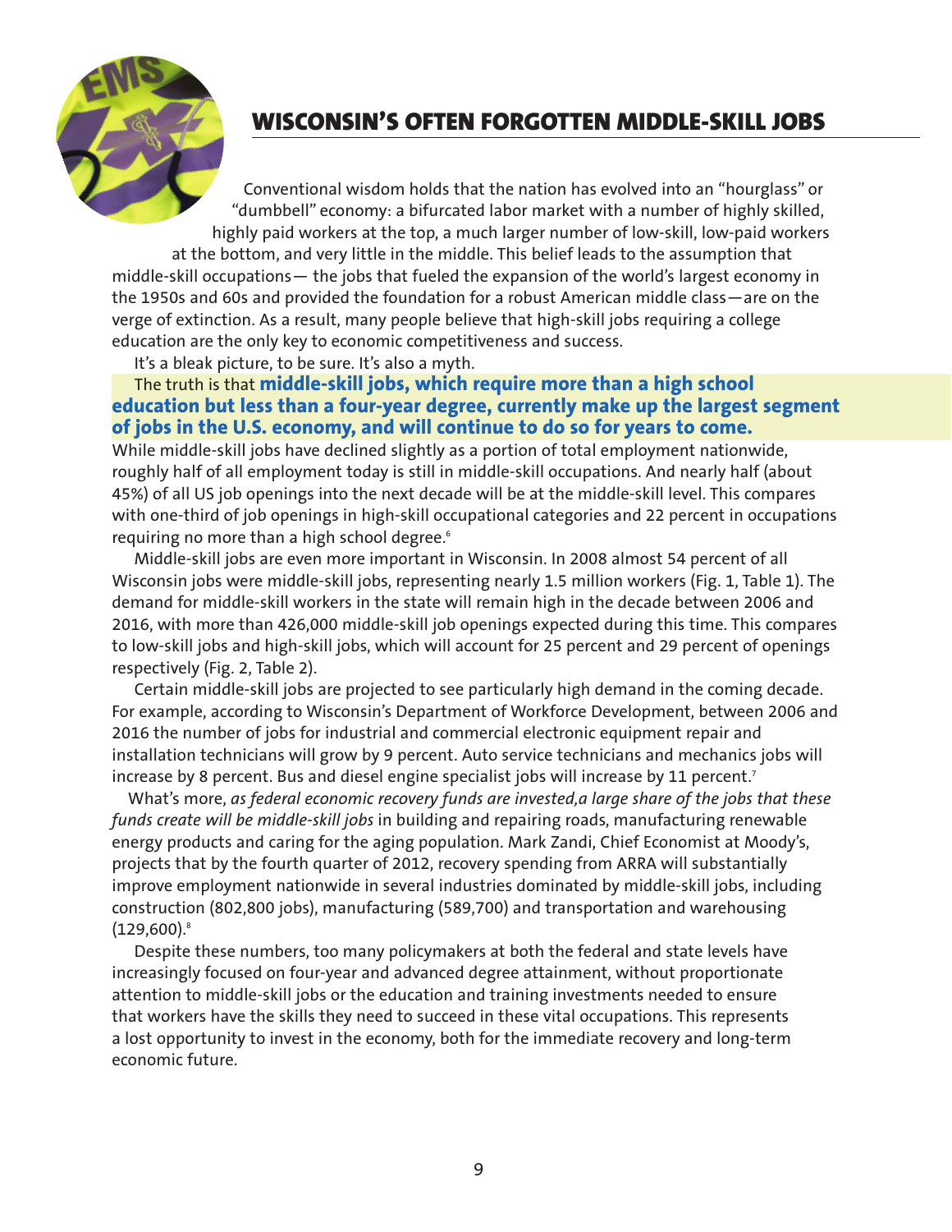## WISCONSIN'S OFTEN FORGOTTEN MIDDLE-SKILL JOBS

Conventional wisdom holds that the nation has evolved into an "hourglass" or "dumbbell" economy: a bifurcated labor market with a number of highly skilled, highly paid workers at the top, a much larger number of low-skill, low-paid workers at the bottom, and very little in the middle. This belief leads to the assumption that middle-skill occupations— the jobs that fueled the expansion of the world's largest economy in the 1950s and 60s and provided the foundation for a robust American middle class—are on the verge of extinction. As a result, many people believe that high-skill jobs requiring a college education are the only key to economic competitiveness and success.

It's a bleak picture, to be sure. It's also a myth.

The truth is that **middle-skill jobs, which require more than a high school education but less than a four-year degree, currently make up the largest segment of jobs in the U.S. economy, and will continue to do so for years to come.** While middle-skill jobs have declined slightly as a portion of total employment nationwide, roughly half of all employment today is still in middle-skill occupations. And nearly half (about 45%) of all US job openings into the next decade will be at the middle-skill level. This compares with one-third of job openings in high-skill occupational categories and 22 percent in occupations requiring no more than a high school degree.[6]

Middle-skill jobs are even more important in Wisconsin. In 2008 almost 54 percent of all Wisconsin jobs were middle-skill jobs, representing nearly 1.5 million workers (Fig. 1, Table 1). The demand for middle-skill workers in the state will remain high in the decade between 2006 and 2016, with more than 426,000 middle-skill job openings expected during this time. This compares to low-skill jobs and high-skill jobs, which will account for 25 percent and 29 percent of openings respectively (Fig. 2, Table 2).

Certain middle-skill jobs are projected to see particularly high demand in the coming decade. For example, according to Wisconsin's Department of Workforce Development, between 2006 and 2016 the number of jobs for industrial and commercial electronic equipment repair and installation technicians will grow by 9 percent. Auto service technicians and mechanics jobs will increase by 8 percent. Bus and diesel engine specialist jobs will increase by 11 percent.[7]

What's more, *as federal economic recovery funds are invested,a large share of the jobs that these funds create will be middle-skill jobs* in building and repairing roads, manufacturing renewable energy products and caring for the aging population. Mark Zandi, Chief Economist at Moody's, projects that by the fourth quarter of 2012, recovery spending from ARRA will substantially improve employment nationwide in several industries dominated by middle-skill jobs, including construction (802,800 jobs), manufacturing (589,700) and transportation and warehousing (129,600).[8]

Despite these numbers, too many policymakers at both the federal and state levels have increasingly focused on four-year and advanced degree attainment, without proportionate attention to middle-skill jobs or the education and training investments needed to ensure that workers have the skills they need to succeed in these vital occupations. This represents a lost opportunity to invest in the economy, both for the immediate recovery and long-term economic future.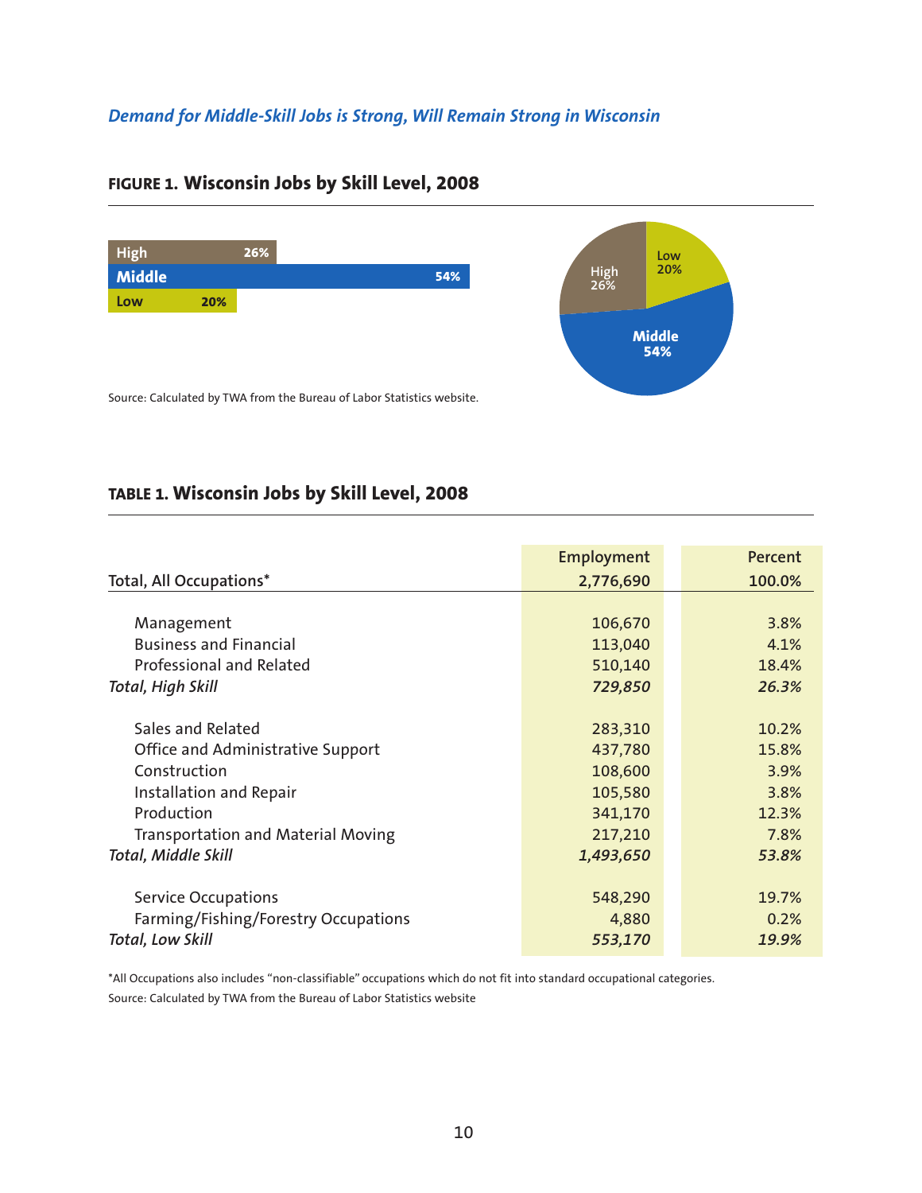*Demand for Middle-Skill Jobs is Strong, Will Remain Strong in Wisconsin*

## FIGURE 1. Wisconsin Jobs by Skill Level, 2008

| Skill Level | Percent |
|---|---|
| High | 26% |
| Middle | 54% |
| Low | 20% |

Source: Calculated by TWA from the Bureau of Labor Statistics website.

## TABLE 1. Wisconsin Jobs by Skill Level, 2008

| | Employment | Percent |
|---|---|---|
| Total, All Occupations* | 2,776,690 | 100.0% |
| Management | 106,670 | 3.8% |
| Business and Financial | 113,040 | 4.1% |
| Professional and Related | 510,140 | 18.4% |
| *Total, High Skill* | *729,850* | *26.3%* |
| Sales and Related | 283,310 | 10.2% |
| Office and Administrative Support | 437,780 | 15.8% |
| Construction | 108,600 | 3.9% |
| Installation and Repair | 105,580 | 3.8% |
| Production | 341,170 | 12.3% |
| Transportation and Material Moving | 217,210 | 7.8% |
| *Total, Middle Skill* | *1,493,650* | *53.8%* |
| Service Occupations | 548,290 | 19.7% |
| Farming/Fishing/Forestry Occupations | 4,880 | 0.2% |
| *Total, Low Skill* | *553,170* | *19.9%* |

*All Occupations also includes "non-classifiable" occupations which do not fit into standard occupational categories.

Source: Calculated by TWA from the Bureau of Labor Statistics website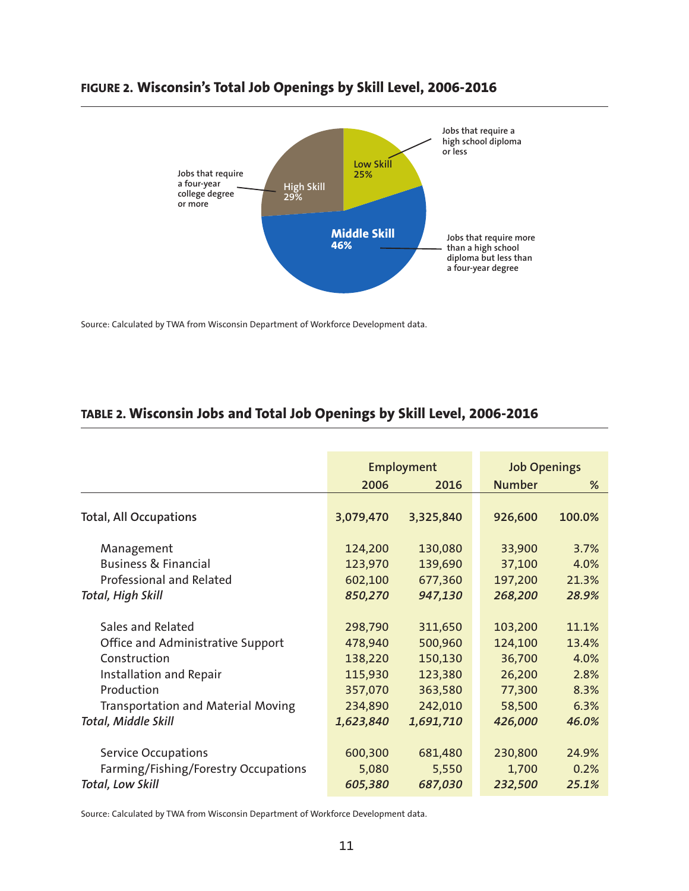## FIGURE 2. Wisconsin's Total Job Openings by Skill Level, 2006-2016

- Low Skill 25% — Jobs that require a high school diploma or less
- Middle Skill 46% — Jobs that require more than a high school diploma but less than a four-year degree
- High Skill 29% — Jobs that require a four-year college degree or more

Source: Calculated by TWA from Wisconsin Department of Workforce Development data.

## TABLE 2. Wisconsin Jobs and Total Job Openings by Skill Level, 2006-2016

| | Employment | | Job Openings | |
|---|---|---|---|---|
| | 2006 | 2016 | Number | % |
| Total, All Occupations | 3,079,470 | 3,325,840 | 926,600 | 100.0% |
| Management | 124,200 | 130,080 | 33,900 | 3.7% |
| Business & Financial | 123,970 | 139,690 | 37,100 | 4.0% |
| Professional and Related | 602,100 | 677,360 | 197,200 | 21.3% |
| *Total, High Skill* | *850,270* | *947,130* | *268,200* | *28.9%* |
| Sales and Related | 298,790 | 311,650 | 103,200 | 11.1% |
| Office and Administrative Support | 478,940 | 500,960 | 124,100 | 13.4% |
| Construction | 138,220 | 150,130 | 36,700 | 4.0% |
| Installation and Repair | 115,930 | 123,380 | 26,200 | 2.8% |
| Production | 357,070 | 363,580 | 77,300 | 8.3% |
| Transportation and Material Moving | 234,890 | 242,010 | 58,500 | 6.3% |
| *Total, Middle Skill* | *1,623,840* | *1,691,710* | *426,000* | *46.0%* |
| Service Occupations | 600,300 | 681,480 | 230,800 | 24.9% |
| Farming/Fishing/Forestry Occupations | 5,080 | 5,550 | 1,700 | 0.2% |
| *Total, Low Skill* | *605,380* | *687,030* | *232,500* | *25.1%* |

Source: Calculated by TWA from Wisconsin Department of Workforce Development data.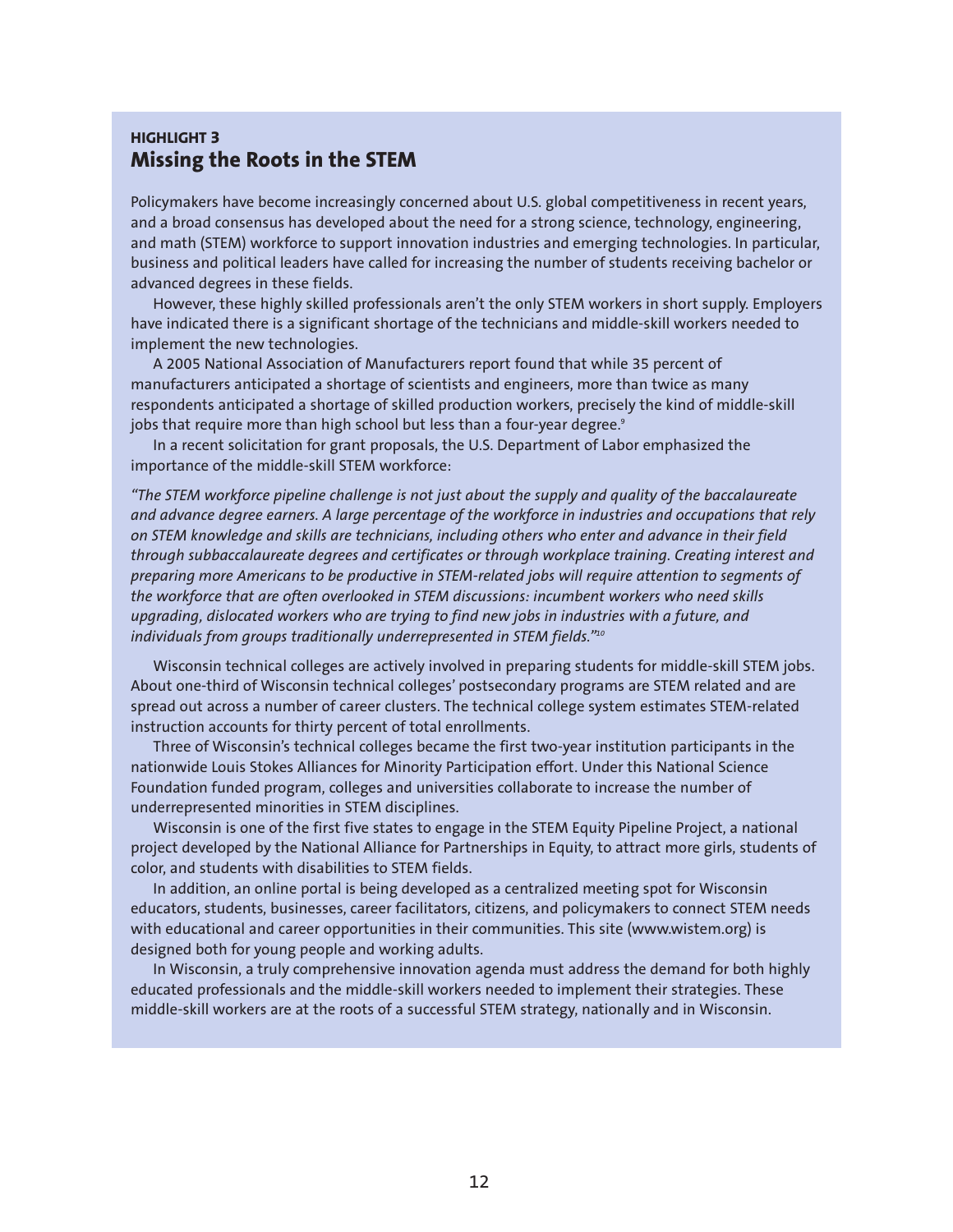**HIGHLIGHT 3**

## Missing the Roots in the STEM

Policymakers have become increasingly concerned about U.S. global competitiveness in recent years, and a broad consensus has developed about the need for a strong science, technology, engineering, and math (STEM) workforce to support innovation industries and emerging technologies. In particular, business and political leaders have called for increasing the number of students receiving bachelor or advanced degrees in these fields.

However, these highly skilled professionals aren't the only STEM workers in short supply. Employers have indicated there is a significant shortage of the technicians and middle-skill workers needed to implement the new technologies.

A 2005 National Association of Manufacturers report found that while 35 percent of manufacturers anticipated a shortage of scientists and engineers, more than twice as many respondents anticipated a shortage of skilled production workers, precisely the kind of middle-skill jobs that require more than high school but less than a four-year degree.[9]

In a recent solicitation for grant proposals, the U.S. Department of Labor emphasized the importance of the middle-skill STEM workforce:

*"The STEM workforce pipeline challenge is not just about the supply and quality of the baccalaureate and advance degree earners. A large percentage of the workforce in industries and occupations that rely on STEM knowledge and skills are technicians, including others who enter and advance in their field through subbaccalaureate degrees and certificates or through workplace training. Creating interest and preparing more Americans to be productive in STEM-related jobs will require attention to segments of the workforce that are often overlooked in STEM discussions: incumbent workers who need skills upgrading, dislocated workers who are trying to find new jobs in industries with a future, and individuals from groups traditionally underrepresented in STEM fields."*[10]

Wisconsin technical colleges are actively involved in preparing students for middle-skill STEM jobs. About one-third of Wisconsin technical colleges' postsecondary programs are STEM related and are spread out across a number of career clusters. The technical college system estimates STEM-related instruction accounts for thirty percent of total enrollments.

Three of Wisconsin's technical colleges became the first two-year institution participants in the nationwide Louis Stokes Alliances for Minority Participation effort. Under this National Science Foundation funded program, colleges and universities collaborate to increase the number of underrepresented minorities in STEM disciplines.

Wisconsin is one of the first five states to engage in the STEM Equity Pipeline Project, a national project developed by the National Alliance for Partnerships in Equity, to attract more girls, students of color, and students with disabilities to STEM fields.

In addition, an online portal is being developed as a centralized meeting spot for Wisconsin educators, students, businesses, career facilitators, citizens, and policymakers to connect STEM needs with educational and career opportunities in their communities. This site (www.wistem.org) is designed both for young people and working adults.

In Wisconsin, a truly comprehensive innovation agenda must address the demand for both highly educated professionals and the middle-skill workers needed to implement their strategies. These middle-skill workers are at the roots of a successful STEM strategy, nationally and in Wisconsin.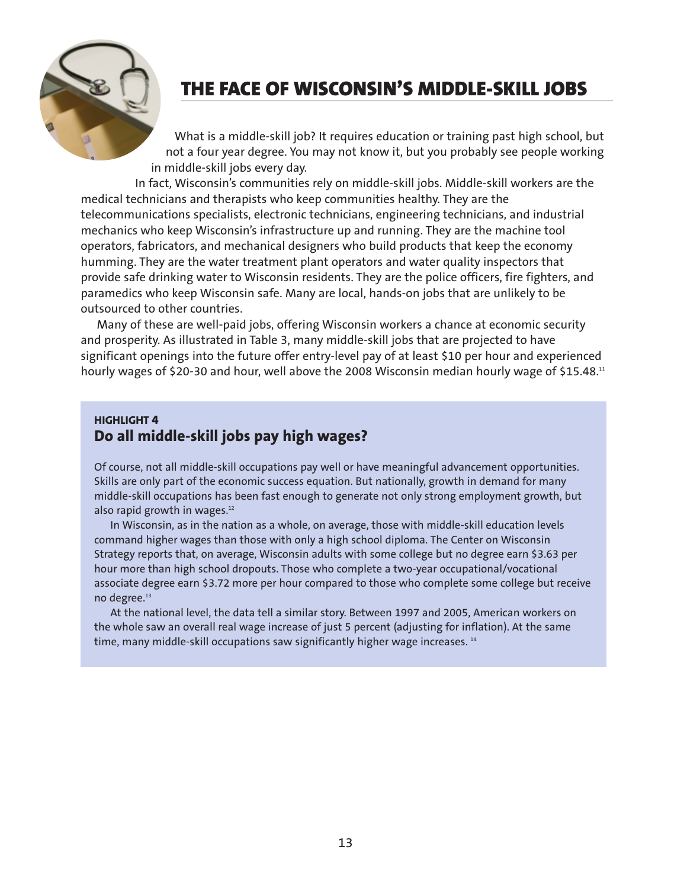# THE FACE OF WISCONSIN'S MIDDLE-SKILL JOBS

What is a middle-skill job? It requires education or training past high school, but not a four year degree. You may not know it, but you probably see people working in middle-skill jobs every day.

In fact, Wisconsin's communities rely on middle-skill jobs. Middle-skill workers are the medical technicians and therapists who keep communities healthy. They are the telecommunications specialists, electronic technicians, engineering technicians, and industrial mechanics who keep Wisconsin's infrastructure up and running. They are the machine tool operators, fabricators, and mechanical designers who build products that keep the economy humming. They are the water treatment plant operators and water quality inspectors that provide safe drinking water to Wisconsin residents. They are the police officers, fire fighters, and paramedics who keep Wisconsin safe. Many are local, hands-on jobs that are unlikely to be outsourced to other countries.

Many of these are well-paid jobs, offering Wisconsin workers a chance at economic security and prosperity. As illustrated in Table 3, many middle-skill jobs that are projected to have significant openings into the future offer entry-level pay of at least $10 per hour and experienced hourly wages of $20-30 and hour, well above the 2008 Wisconsin median hourly wage of $15.48.[11]

**HIGHLIGHT 4**

## Do all middle-skill jobs pay high wages?

Of course, not all middle-skill occupations pay well or have meaningful advancement opportunities. Skills are only part of the economic success equation. But nationally, growth in demand for many middle-skill occupations has been fast enough to generate not only strong employment growth, but also rapid growth in wages.[12]

In Wisconsin, as in the nation as a whole, on average, those with middle-skill education levels command higher wages than those with only a high school diploma. The Center on Wisconsin Strategy reports that, on average, Wisconsin adults with some college but no degree earn $3.63 per hour more than high school dropouts. Those who complete a two-year occupational/vocational associate degree earn $3.72 more per hour compared to those who complete some college but receive no degree.[13]

At the national level, the data tell a similar story. Between 1997 and 2005, American workers on the whole saw an overall real wage increase of just 5 percent (adjusting for inflation). At the same time, many middle-skill occupations saw significantly higher wage increases.[14]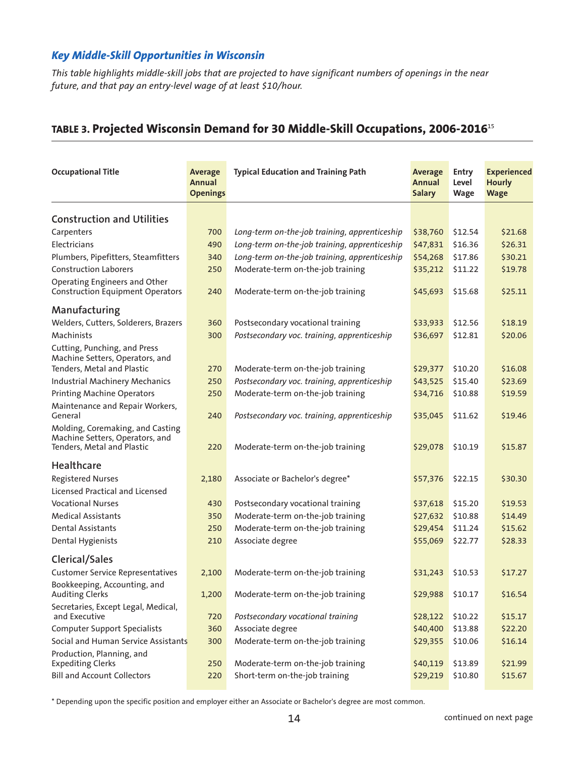## *Key Middle-Skill Opportunities in Wisconsin*

*This table highlights middle-skill jobs that are projected to have significant numbers of openings in the near future, and that pay an entry-level wage of at least $10/hour.*

### TABLE 3. Projected Wisconsin Demand for 30 Middle-Skill Occupations, 2006-2016[15]

| Occupational Title | Average Annual Openings | Typical Education and Training Path | Average Annual Salary | Entry Level Wage | Experienced Hourly Wage |
|---|---|---|---|---|---|
| **Construction and Utilities** | | | | | |
| Carpenters | 700 | *Long-term on-the-job training, apprenticeship* | $38,760 | $12.54 | $21.68 |
| Electricians | 490 | *Long-term on-the-job training, apprenticeship* | $47,831 | $16.36 | $26.31 |
| Plumbers, Pipefitters, Steamfitters | 340 | *Long-term on-the-job training, apprenticeship* | $54,268 | $17.86 | $30.21 |
| Construction Laborers | 250 | Moderate-term on-the-job training | $35,212 | $11.22 | $19.78 |
| Operating Engineers and Other Construction Equipment Operators | 240 | Moderate-term on-the-job training | $45,693 | $15.68 | $25.11 |
| **Manufacturing** | | | | | |
| Welders, Cutters, Solderers, Brazers | 360 | Postsecondary vocational training | $33,933 | $12.56 | $18.19 |
| Machinists | 300 | *Postsecondary voc. training, apprenticeship* | $36,697 | $12.81 | $20.06 |
| Cutting, Punching, and Press Machine Setters, Operators, and Tenders, Metal and Plastic | 270 | Moderate-term on-the-job training | $29,377 | $10.20 | $16.08 |
| Industrial Machinery Mechanics | 250 | *Postsecondary voc. training, apprenticeship* | $43,525 | $15.40 | $23.69 |
| Printing Machine Operators | 250 | Moderate-term on-the-job training | $34,716 | $10.88 | $19.59 |
| Maintenance and Repair Workers, General | 240 | *Postsecondary voc. training, apprenticeship* | $35,045 | $11.62 | $19.46 |
| Molding, Coremaking, and Casting Machine Setters, Operators, and Tenders, Metal and Plastic | 220 | Moderate-term on-the-job training | $29,078 | $10.19 | $15.87 |
| **Healthcare** | | | | | |
| Registered Nurses | 2,180 | Associate or Bachelor's degree* | $57,376 | $22.15 | $30.30 |
| Licensed Practical and Licensed Vocational Nurses | 430 | Postsecondary vocational training | $37,618 | $15.20 | $19.53 |
| Medical Assistants | 350 | Moderate-term on-the-job training | $27,632 | $10.88 | $14.49 |
| Dental Assistants | 250 | Moderate-term on-the-job training | $29,454 | $11.24 | $15.62 |
| Dental Hygienists | 210 | Associate degree | $55,069 | $22.77 | $28.33 |
| **Clerical/Sales** | | | | | |
| Customer Service Representatives | 2,100 | Moderate-term on-the-job training | $31,243 | $10.53 | $17.27 |
| Bookkeeping, Accounting, and Auditing Clerks | 1,200 | Moderate-term on-the-job training | $29,988 | $10.17 | $16.54 |
| Secretaries, Except Legal, Medical, and Executive | 720 | *Postsecondary vocational training* | $28,122 | $10.22 | $15.17 |
| Computer Support Specialists | 360 | Associate degree | $40,400 | $13.88 | $22.20 |
| Social and Human Service Assistants | 300 | Moderate-term on-the-job training | $29,355 | $10.06 | $16.14 |
| Production, Planning, and Expediting Clerks | 250 | Moderate-term on-the-job training | $40,119 | $13.89 | $21.99 |
| Bill and Account Collectors | 220 | Short-term on-the-job training | $29,219 | $10.80 | $15.67 |

* Depending upon the specific position and employer either an Associate or Bachelor's degree are most common.

continued on next page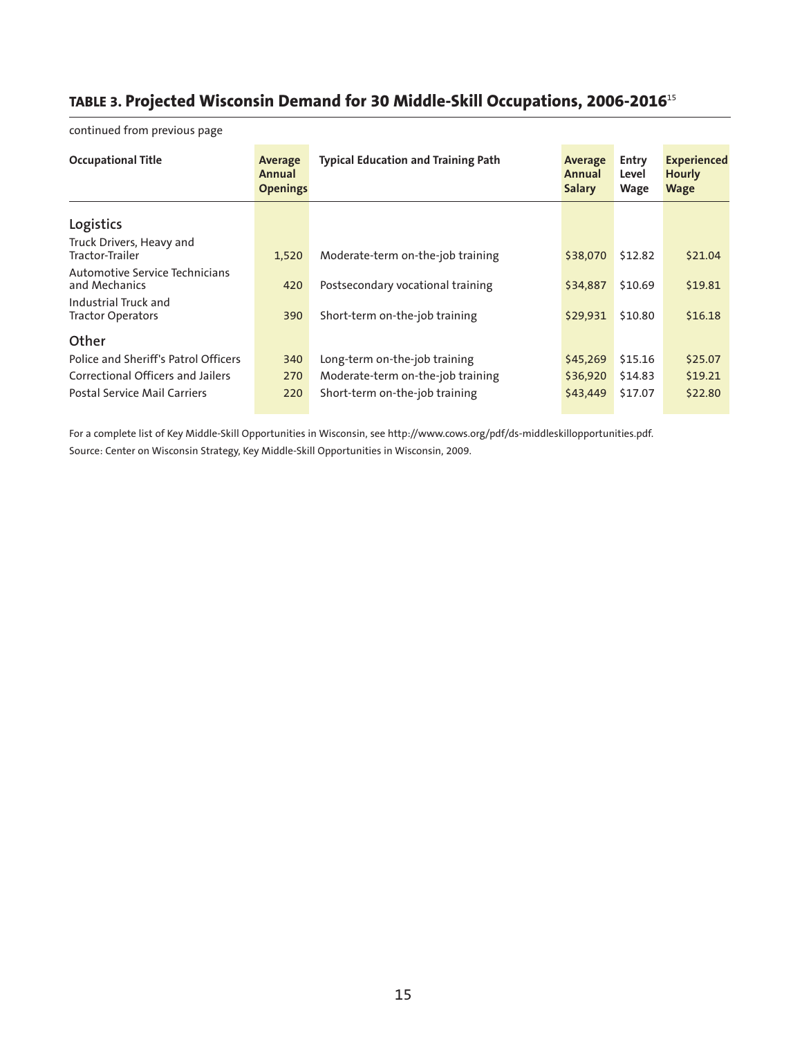## TABLE 3. Projected Wisconsin Demand for 30 Middle-Skill Occupations, 2006-2016[15]

continued from previous page

| Occupational Title | Average Annual Openings | Typical Education and Training Path | Average Annual Salary | Entry Level Wage | Experienced Hourly Wage |
|---|---|---|---|---|---|
| **Logistics** | | | | | |
| Truck Drivers, Heavy and Tractor-Trailer | 1,520 | Moderate-term on-the-job training | $38,070 | $12.82 | $21.04 |
| Automotive Service Technicians and Mechanics | 420 | Postsecondary vocational training | $34,887 | $10.69 | $19.81 |
| Industrial Truck and Tractor Operators | 390 | Short-term on-the-job training | $29,931 | $10.80 | $16.18 |
| **Other** | | | | | |
| Police and Sheriff's Patrol Officers | 340 | Long-term on-the-job training | $45,269 | $15.16 | $25.07 |
| Correctional Officers and Jailers | 270 | Moderate-term on-the-job training | $36,920 | $14.83 | $19.21 |
| Postal Service Mail Carriers | 220 | Short-term on-the-job training | $43,449 | $17.07 | $22.80 |

For a complete list of Key Middle-Skill Opportunities in Wisconsin, see http://www.cows.org/pdf/ds-middleskillopportunities.pdf.

Source: Center on Wisconsin Strategy, Key Middle-Skill Opportunities in Wisconsin, 2009.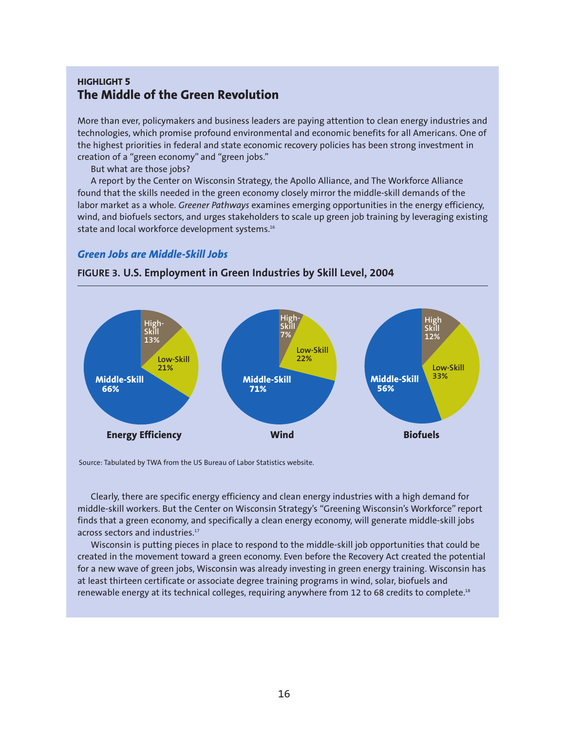#### HIGHLIGHT 5
## The Middle of the Green Revolution

More than ever, policymakers and business leaders are paying attention to clean energy industries and technologies, which promise profound environmental and economic benefits for all Americans. One of the highest priorities in federal and state economic recovery policies has been strong investment in creation of a "green economy" and "green jobs."

But what are those jobs?

A report by the Center on Wisconsin Strategy, the Apollo Alliance, and The Workforce Alliance found that the skills needed in the green economy closely mirror the middle-skill demands of the labor market as a whole. *Greener Pathways* examines emerging opportunities in the energy efficiency, wind, and biofuels sectors, and urges stakeholders to scale up green job training by leveraging existing state and local workforce development systems.[16]

### *Green Jobs are Middle-Skill Jobs*

**FIGURE 3. U.S. Employment in Green Industries by Skill Level, 2004**

| | Energy Efficiency | Wind | Biofuels |
|---|---|---|---|
| High-Skill | 13% | 7% | 12% |
| Low-Skill | 21% | 22% | 33% |
| Middle-Skill | 66% | 71% | 56% |

Source: Tabulated by TWA from the US Bureau of Labor Statistics website.

Clearly, there are specific energy efficiency and clean energy industries with a high demand for middle-skill workers. But the Center on Wisconsin Strategy's "Greening Wisconsin's Workforce" report finds that a green economy, and specifically a clean energy economy, will generate middle-skill jobs across sectors and industries.[17]

Wisconsin is putting pieces in place to respond to the middle-skill job opportunities that could be created in the movement toward a green economy. Even before the Recovery Act created the potential for a new wave of green jobs, Wisconsin was already investing in green energy training. Wisconsin has at least thirteen certificate or associate degree training programs in wind, solar, biofuels and renewable energy at its technical colleges, requiring anywhere from 12 to 68 credits to complete.[18]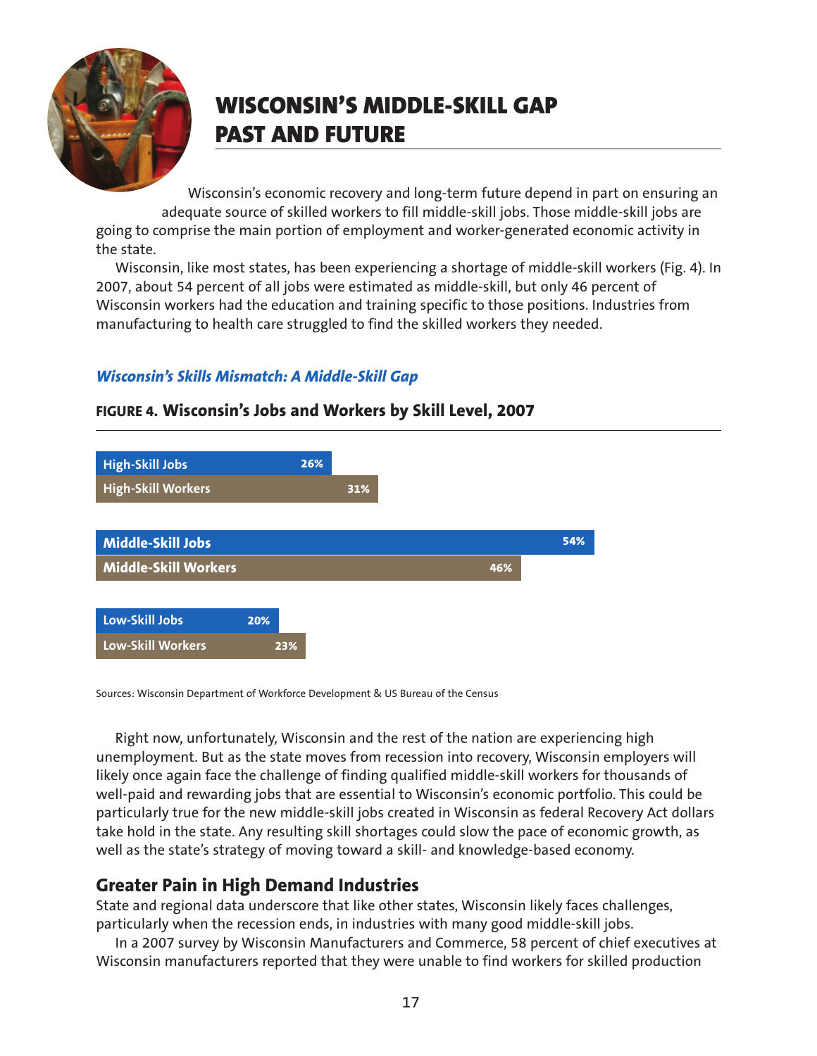# WISCONSIN'S MIDDLE-SKILL GAP PAST AND FUTURE

Wisconsin's economic recovery and long-term future depend in part on ensuring an adequate source of skilled workers to fill middle-skill jobs. Those middle-skill jobs are going to comprise the main portion of employment and worker-generated economic activity in the state.

Wisconsin, like most states, has been experiencing a shortage of middle-skill workers (Fig. 4). In 2007, about 54 percent of all jobs were estimated as middle-skill, but only 46 percent of Wisconsin workers had the education and training specific to those positions. Industries from manufacturing to health care struggled to find the skilled workers they needed.

***Wisconsin's Skills Mismatch: A Middle-Skill Gap***

**FIGURE 4. Wisconsin's Jobs and Workers by Skill Level, 2007**

| Category | Percent |
| --- | --- |
| High-Skill Jobs | 26% |
| High-Skill Workers | 31% |
| Middle-Skill Jobs | 54% |
| Middle-Skill Workers | 46% |
| Low-Skill Jobs | 20% |
| Low-Skill Workers | 23% |

Sources: Wisconsin Department of Workforce Development & US Bureau of the Census

Right now, unfortunately, Wisconsin and the rest of the nation are experiencing high unemployment. But as the state moves from recession into recovery, Wisconsin employers will likely once again face the challenge of finding qualified middle-skill workers for thousands of well-paid and rewarding jobs that are essential to Wisconsin's economic portfolio. This could be particularly true for the new middle-skill jobs created in Wisconsin as federal Recovery Act dollars take hold in the state. Any resulting skill shortages could slow the pace of economic growth, as well as the state's strategy of moving toward a skill- and knowledge-based economy.

## Greater Pain in High Demand Industries

State and regional data underscore that like other states, Wisconsin likely faces challenges, particularly when the recession ends, in industries with many good middle-skill jobs.

In a 2007 survey by Wisconsin Manufacturers and Commerce, 58 percent of chief executives at Wisconsin manufacturers reported that they were unable to find workers for skilled production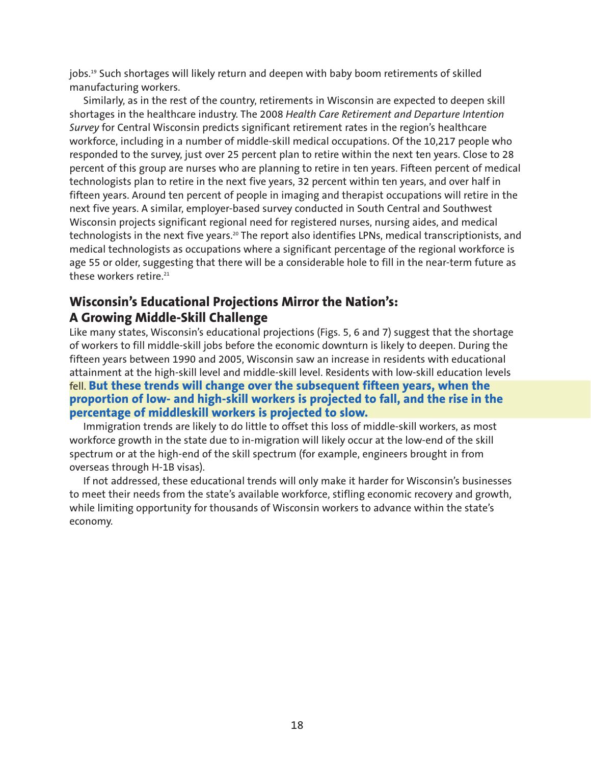jobs.[19] Such shortages will likely return and deepen with baby boom retirements of skilled manufacturing workers.

Similarly, as in the rest of the country, retirements in Wisconsin are expected to deepen skill shortages in the healthcare industry. The 2008 *Health Care Retirement and Departure Intention Survey* for Central Wisconsin predicts significant retirement rates in the region's healthcare workforce, including in a number of middle-skill medical occupations. Of the 10,217 people who responded to the survey, just over 25 percent plan to retire within the next ten years. Close to 28 percent of this group are nurses who are planning to retire in ten years. Fifteen percent of medical technologists plan to retire in the next five years, 32 percent within ten years, and over half in fifteen years. Around ten percent of people in imaging and therapist occupations will retire in the next five years. A similar, employer-based survey conducted in South Central and Southwest Wisconsin projects significant regional need for registered nurses, nursing aides, and medical technologists in the next five years.[20] The report also identifies LPNs, medical transcriptionists, and medical technologists as occupations where a significant percentage of the regional workforce is age 55 or older, suggesting that there will be a considerable hole to fill in the near-term future as these workers retire.[21]

## Wisconsin's Educational Projections Mirror the Nation's: A Growing Middle-Skill Challenge

Like many states, Wisconsin's educational projections (Figs. 5, 6 and 7) suggest that the shortage of workers to fill middle-skill jobs before the economic downturn is likely to deepen. During the fifteen years between 1990 and 2005, Wisconsin saw an increase in residents with educational attainment at the high-skill level and middle-skill level. Residents with low-skill education levels fell. **But these trends will change over the subsequent fifteen years, when the proportion of low- and high-skill workers is projected to fall, and the rise in the percentage of middleskill workers is projected to slow.**

Immigration trends are likely to do little to offset this loss of middle-skill workers, as most workforce growth in the state due to in-migration will likely occur at the low-end of the skill spectrum or at the high-end of the skill spectrum (for example, engineers brought in from overseas through H-1B visas).

If not addressed, these educational trends will only make it harder for Wisconsin's businesses to meet their needs from the state's available workforce, stifling economic recovery and growth, while limiting opportunity for thousands of Wisconsin workers to advance within the state's economy.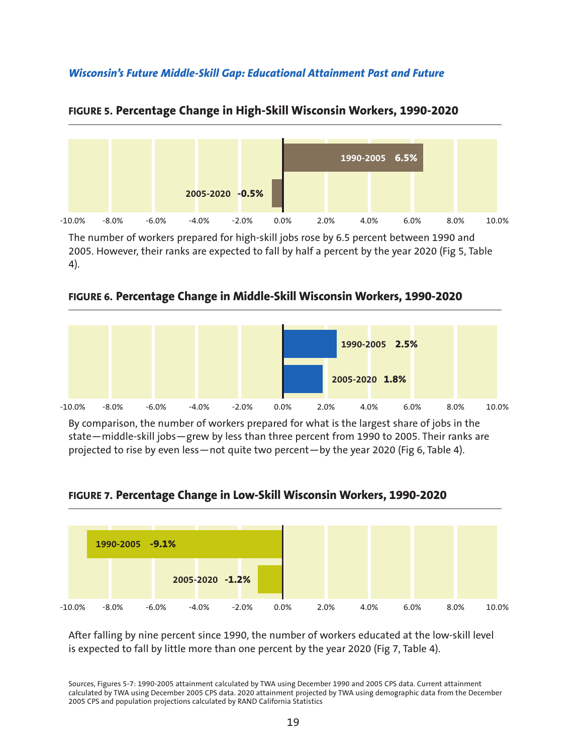*Wisconsin's Future Middle-Skill Gap: Educational Attainment Past and Future*

**FIGURE 5. Percentage Change in High-Skill Wisconsin Workers, 1990-2020**

| Period | Percentage Change |
|---|---|
| 1990-2005 | 6.5% |
| 2005-2020 | -0.5% |

The number of workers prepared for high-skill jobs rose by 6.5 percent between 1990 and 2005. However, their ranks are expected to fall by half a percent by the year 2020 (Fig 5, Table 4).

**FIGURE 6. Percentage Change in Middle-Skill Wisconsin Workers, 1990-2020**

| Period | Percentage Change |
|---|---|
| 1990-2005 | 2.5% |
| 2005-2020 | 1.8% |

By comparison, the number of workers prepared for what is the largest share of jobs in the state—middle-skill jobs—grew by less than three percent from 1990 to 2005. Their ranks are projected to rise by even less—not quite two percent—by the year 2020 (Fig 6, Table 4).

**FIGURE 7. Percentage Change in Low-Skill Wisconsin Workers, 1990-2020**

| Period | Percentage Change |
|---|---|
| 1990-2005 | -9.1% |
| 2005-2020 | -1.2% |

After falling by nine percent since 1990, the number of workers educated at the low-skill level is expected to fall by little more than one percent by the year 2020 (Fig 7, Table 4).

Sources, Figures 5-7: 1990-2005 attainment calculated by TWA using December 1990 and 2005 CPS data. Current attainment calculated by TWA using December 2005 CPS data. 2020 attainment projected by TWA using demographic data from the December 2005 CPS and population projections calculated by RAND California Statistics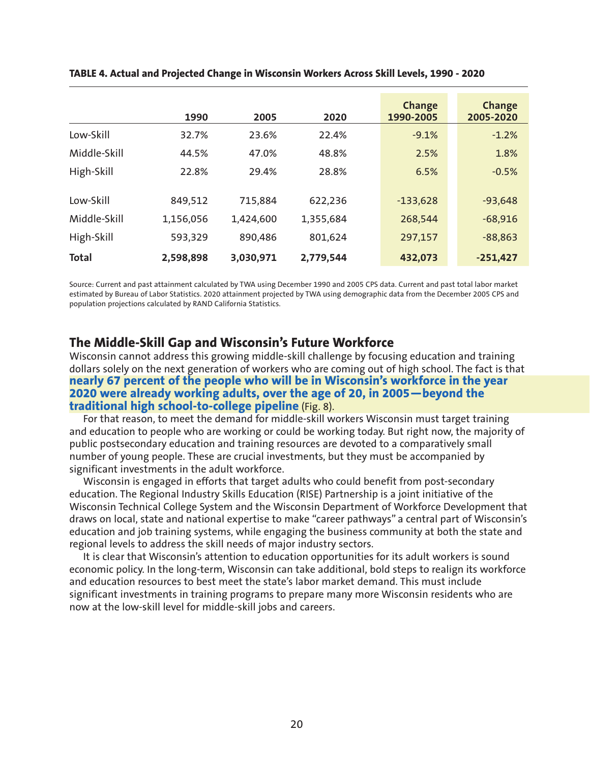**TABLE 4. Actual and Projected Change in Wisconsin Workers Across Skill Levels, 1990 - 2020**

| | 1990 | 2005 | 2020 | Change 1990-2005 | Change 2005-2020 |
|---|---|---|---|---|---|
| Low-Skill | 32.7% | 23.6% | 22.4% | -9.1% | -1.2% |
| Middle-Skill | 44.5% | 47.0% | 48.8% | 2.5% | 1.8% |
| High-Skill | 22.8% | 29.4% | 28.8% | 6.5% | -0.5% |
| Low-Skill | 849,512 | 715,884 | 622,236 | -133,628 | -93,648 |
| Middle-Skill | 1,156,056 | 1,424,600 | 1,355,684 | 268,544 | -68,916 |
| High-Skill | 593,329 | 890,486 | 801,624 | 297,157 | -88,863 |
| **Total** | **2,598,898** | **3,030,971** | **2,779,544** | **432,073** | **-251,427** |

Source: Current and past attainment calculated by TWA using December 1990 and 2005 CPS data. Current and past total labor market estimated by Bureau of Labor Statistics. 2020 attainment projected by TWA using demographic data from the December 2005 CPS and population projections calculated by RAND California Statistics.

## The Middle-Skill Gap and Wisconsin's Future Workforce

Wisconsin cannot address this growing middle-skill challenge by focusing education and training dollars solely on the next generation of workers who are coming out of high school. The fact is that **nearly 67 percent of the people who will be in Wisconsin's workforce in the year 2020 were already working adults, over the age of 20, in 2005—beyond the traditional high school-to-college pipeline** (Fig. 8).

For that reason, to meet the demand for middle-skill workers Wisconsin must target training and education to people who are working or could be working today. But right now, the majority of public postsecondary education and training resources are devoted to a comparatively small number of young people. These are crucial investments, but they must be accompanied by significant investments in the adult workforce.

Wisconsin is engaged in efforts that target adults who could benefit from post-secondary education. The Regional Industry Skills Education (RISE) Partnership is a joint initiative of the Wisconsin Technical College System and the Wisconsin Department of Workforce Development that draws on local, state and national expertise to make "career pathways" a central part of Wisconsin's education and job training systems, while engaging the business community at both the state and regional levels to address the skill needs of major industry sectors.

It is clear that Wisconsin's attention to education opportunities for its adult workers is sound economic policy. In the long-term, Wisconsin can take additional, bold steps to realign its workforce and education resources to best meet the state's labor market demand. This must include significant investments in training programs to prepare many more Wisconsin residents who are now at the low-skill level for middle-skill jobs and careers.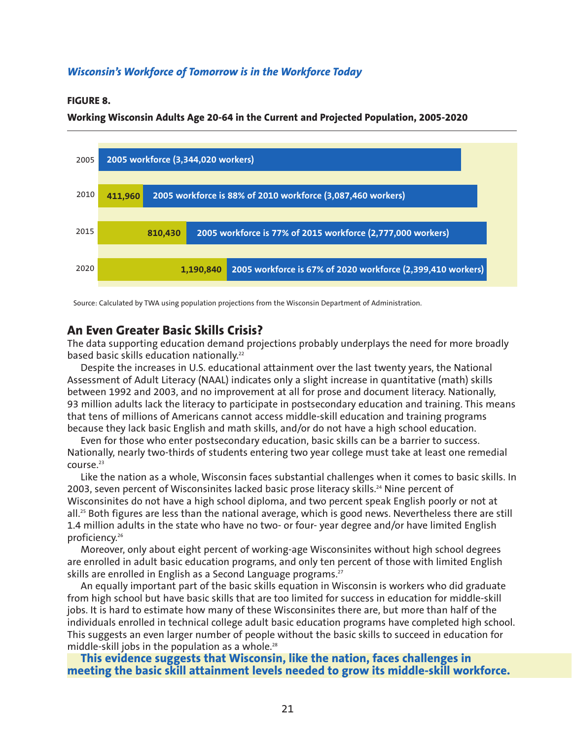*Wisconsin's Workforce of Tomorrow is in the Workforce Today*

**FIGURE 8.**

**Working Wisconsin Adults Age 20-64 in the Current and Projected Population, 2005-2020**

| Year | New workers | 2005 workforce |
| --- | --- | --- |
| 2005 | | 2005 workforce (3,344,020 workers) |
| 2010 | 411,960 | 2005 workforce is 88% of 2010 workforce (3,087,460 workers) |
| 2015 | 810,430 | 2005 workforce is 77% of 2015 workforce (2,777,000 workers) |
| 2020 | 1,190,840 | 2005 workforce is 67% of 2020 workforce (2,399,410 workers) |

Source: Calculated by TWA using population projections from the Wisconsin Department of Administration.

## An Even Greater Basic Skills Crisis?

The data supporting education demand projections probably underplays the need for more broadly based basic skills education nationally.[22]

Despite the increases in U.S. educational attainment over the last twenty years, the National Assessment of Adult Literacy (NAAL) indicates only a slight increase in quantitative (math) skills between 1992 and 2003, and no improvement at all for prose and document literacy. Nationally, 93 million adults lack the literacy to participate in postsecondary education and training. This means that tens of millions of Americans cannot access middle-skill education and training programs because they lack basic English and math skills, and/or do not have a high school education.

Even for those who enter postsecondary education, basic skills can be a barrier to success. Nationally, nearly two-thirds of students entering two year college must take at least one remedial course.[23]

Like the nation as a whole, Wisconsin faces substantial challenges when it comes to basic skills. In 2003, seven percent of Wisconsinites lacked basic prose literacy skills.[24] Nine percent of Wisconsinites do not have a high school diploma, and two percent speak English poorly or not at all.[25] Both figures are less than the national average, which is good news. Nevertheless there are still 1.4 million adults in the state who have no two- or four- year degree and/or have limited English proficiency.[26]

Moreover, only about eight percent of working-age Wisconsinites without high school degrees are enrolled in adult basic education programs, and only ten percent of those with limited English skills are enrolled in English as a Second Language programs.[27]

An equally important part of the basic skills equation in Wisconsin is workers who did graduate from high school but have basic skills that are too limited for success in education for middle-skill jobs. It is hard to estimate how many of these Wisconsinites there are, but more than half of the individuals enrolled in technical college adult basic education programs have completed high school. This suggests an even larger number of people without the basic skills to succeed in education for middle-skill jobs in the population as a whole.[28]

**This evidence suggests that Wisconsin, like the nation, faces challenges in meeting the basic skill attainment levels needed to grow its middle-skill workforce.**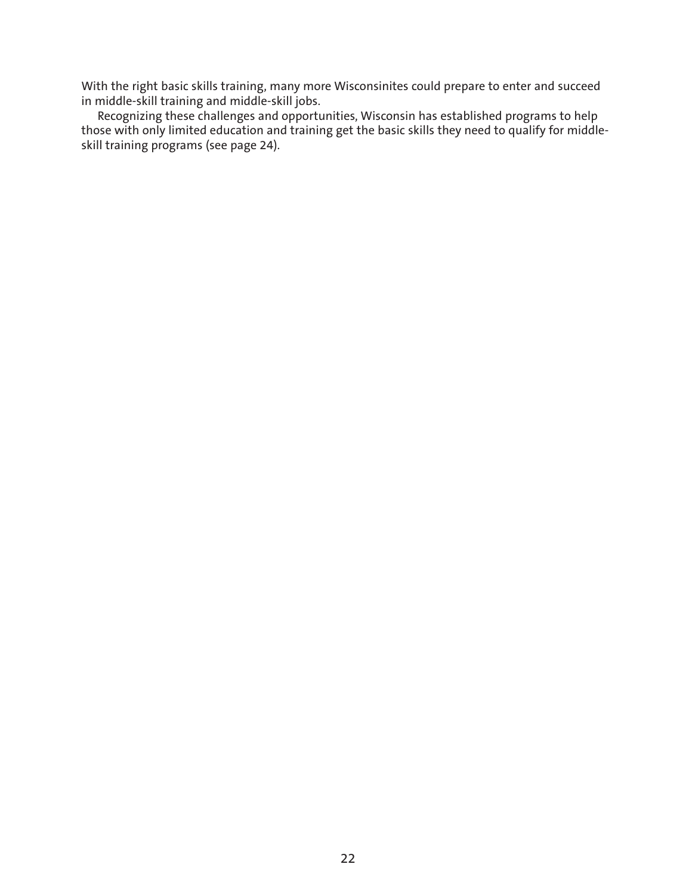With the right basic skills training, many more Wisconsinites could prepare to enter and succeed in middle-skill training and middle-skill jobs.

Recognizing these challenges and opportunities, Wisconsin has established programs to help those with only limited education and training get the basic skills they need to qualify for middle-skill training programs (see page 24).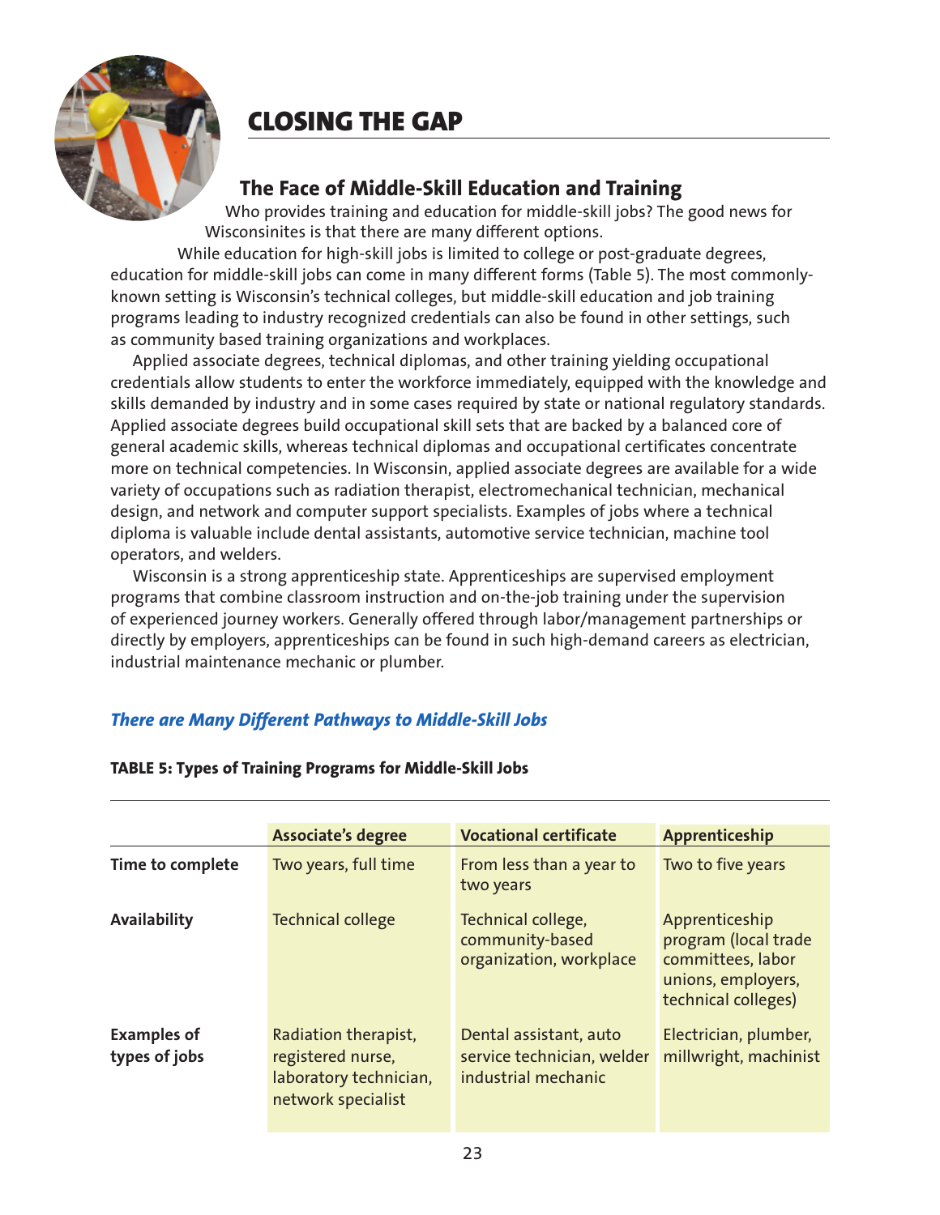## CLOSING THE GAP

### The Face of Middle-Skill Education and Training

Who provides training and education for middle-skill jobs? The good news for Wisconsinites is that there are many different options.

While education for high-skill jobs is limited to college or post-graduate degrees, education for middle-skill jobs can come in many different forms (Table 5). The most commonly-known setting is Wisconsin's technical colleges, but middle-skill education and job training programs leading to industry recognized credentials can also be found in other settings, such as community based training organizations and workplaces.

Applied associate degrees, technical diplomas, and other training yielding occupational credentials allow students to enter the workforce immediately, equipped with the knowledge and skills demanded by industry and in some cases required by state or national regulatory standards. Applied associate degrees build occupational skill sets that are backed by a balanced core of general academic skills, whereas technical diplomas and occupational certificates concentrate more on technical competencies. In Wisconsin, applied associate degrees are available for a wide variety of occupations such as radiation therapist, electromechanical technician, mechanical design, and network and computer support specialists. Examples of jobs where a technical diploma is valuable include dental assistants, automotive service technician, machine tool operators, and welders.

Wisconsin is a strong apprenticeship state. Apprenticeships are supervised employment programs that combine classroom instruction and on-the-job training under the supervision of experienced journey workers. Generally offered through labor/management partnerships or directly by employers, apprenticeships can be found in such high-demand careers as electrician, industrial maintenance mechanic or plumber.

#### *There are Many Different Pathways to Middle-Skill Jobs*

**TABLE 5: Types of Training Programs for Middle-Skill Jobs**

| | Associate's degree | Vocational certificate | Apprenticeship |
|---|---|---|---|
| **Time to complete** | Two years, full time | From less than a year to two years | Two to five years |
| **Availability** | Technical college | Technical college, community-based organization, workplace | Apprenticeship program (local trade committees, labor unions, employers, technical colleges) |
| **Examples of types of jobs** | Radiation therapist, registered nurse, laboratory technician, network specialist | Dental assistant, auto service technician, welder industrial mechanic | Electrician, plumber, millwright, machinist |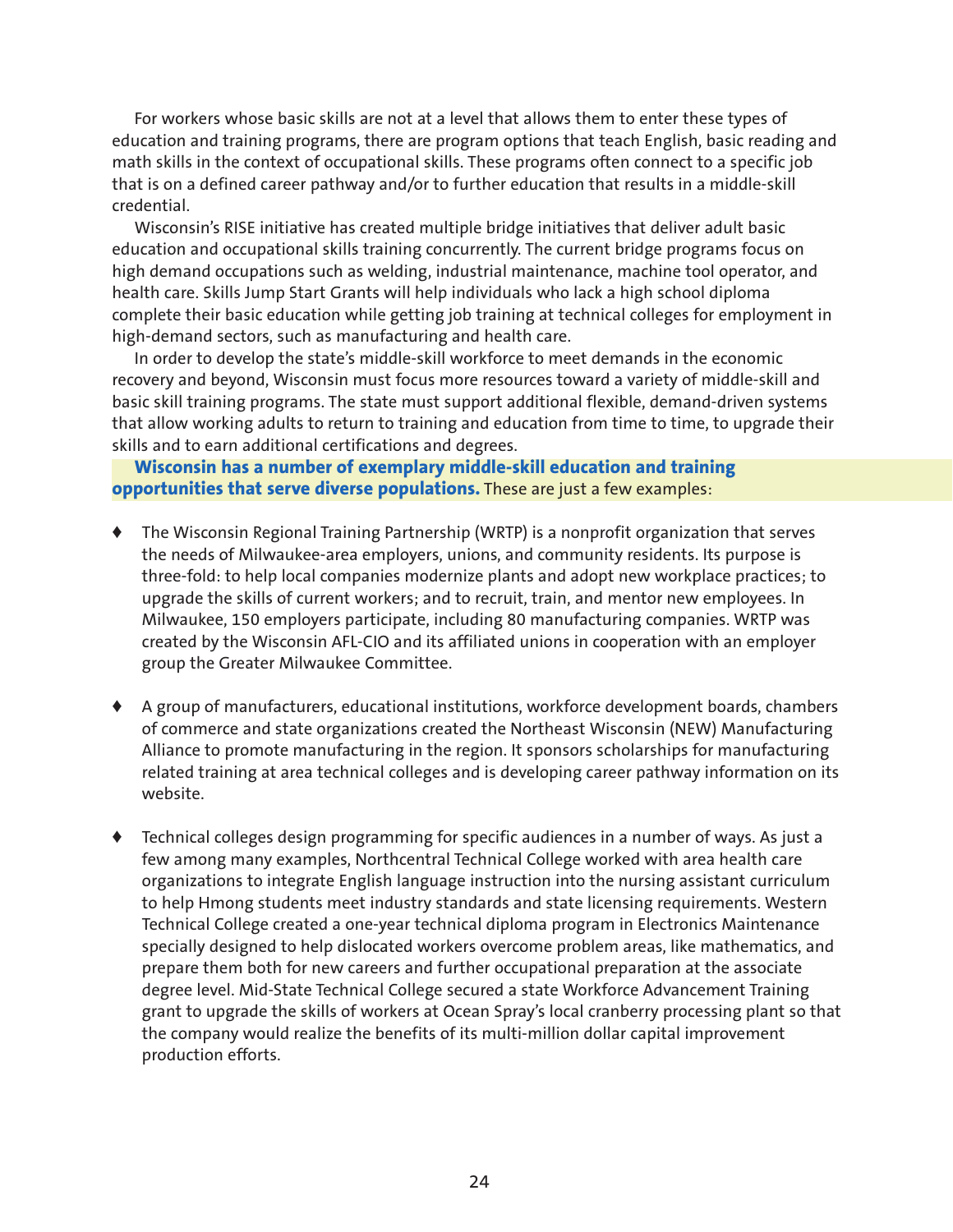For workers whose basic skills are not at a level that allows them to enter these types of education and training programs, there are program options that teach English, basic reading and math skills in the context of occupational skills. These programs often connect to a specific job that is on a defined career pathway and/or to further education that results in a middle-skill credential.

Wisconsin's RISE initiative has created multiple bridge initiatives that deliver adult basic education and occupational skills training concurrently. The current bridge programs focus on high demand occupations such as welding, industrial maintenance, machine tool operator, and health care. Skills Jump Start Grants will help individuals who lack a high school diploma complete their basic education while getting job training at technical colleges for employment in high-demand sectors, such as manufacturing and health care.

In order to develop the state's middle-skill workforce to meet demands in the economic recovery and beyond, Wisconsin must focus more resources toward a variety of middle-skill and basic skill training programs. The state must support additional flexible, demand-driven systems that allow working adults to return to training and education from time to time, to upgrade their skills and to earn additional certifications and degrees.

**Wisconsin has a number of exemplary middle-skill education and training opportunities that serve diverse populations.** These are just a few examples:

- The Wisconsin Regional Training Partnership (WRTP) is a nonprofit organization that serves the needs of Milwaukee-area employers, unions, and community residents. Its purpose is three-fold: to help local companies modernize plants and adopt new workplace practices; to upgrade the skills of current workers; and to recruit, train, and mentor new employees. In Milwaukee, 150 employers participate, including 80 manufacturing companies. WRTP was created by the Wisconsin AFL-CIO and its affiliated unions in cooperation with an employer group the Greater Milwaukee Committee.

- A group of manufacturers, educational institutions, workforce development boards, chambers of commerce and state organizations created the Northeast Wisconsin (NEW) Manufacturing Alliance to promote manufacturing in the region. It sponsors scholarships for manufacturing related training at area technical colleges and is developing career pathway information on its website.

- Technical colleges design programming for specific audiences in a number of ways. As just a few among many examples, Northcentral Technical College worked with area health care organizations to integrate English language instruction into the nursing assistant curriculum to help Hmong students meet industry standards and state licensing requirements. Western Technical College created a one-year technical diploma program in Electronics Maintenance specially designed to help dislocated workers overcome problem areas, like mathematics, and prepare them both for new careers and further occupational preparation at the associate degree level. Mid-State Technical College secured a state Workforce Advancement Training grant to upgrade the skills of workers at Ocean Spray's local cranberry processing plant so that the company would realize the benefits of its multi-million dollar capital improvement production efforts.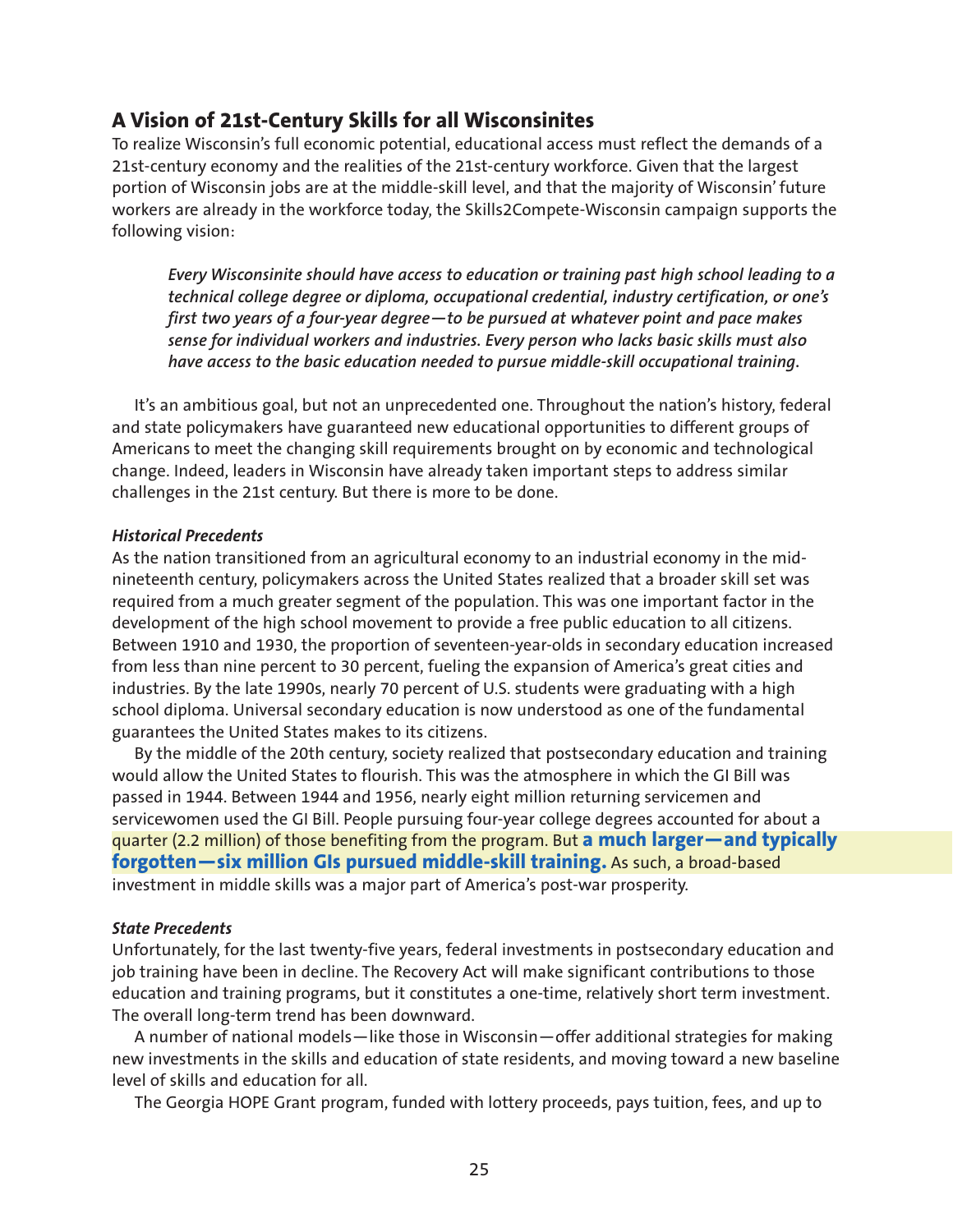## A Vision of 21st-Century Skills for all Wisconsinites

To realize Wisconsin's full economic potential, educational access must reflect the demands of a 21st-century economy and the realities of the 21st-century workforce. Given that the largest portion of Wisconsin jobs are at the middle-skill level, and that the majority of Wisconsin' future workers are already in the workforce today, the Skills2Compete-Wisconsin campaign supports the following vision:

> ***Every Wisconsinite should have access to education or training past high school leading to a technical college degree or diploma, occupational credential, industry certification, or one's first two years of a four-year degree—to be pursued at whatever point and pace makes sense for individual workers and industries. Every person who lacks basic skills must also have access to the basic education needed to pursue middle-skill occupational training.***

It's an ambitious goal, but not an unprecedented one. Throughout the nation's history, federal and state policymakers have guaranteed new educational opportunities to different groups of Americans to meet the changing skill requirements brought on by economic and technological change. Indeed, leaders in Wisconsin have already taken important steps to address similar challenges in the 21st century. But there is more to be done.

### *Historical Precedents*

As the nation transitioned from an agricultural economy to an industrial economy in the mid-nineteenth century, policymakers across the United States realized that a broader skill set was required from a much greater segment of the population. This was one important factor in the development of the high school movement to provide a free public education to all citizens. Between 1910 and 1930, the proportion of seventeen-year-olds in secondary education increased from less than nine percent to 30 percent, fueling the expansion of America's great cities and industries. By the late 1990s, nearly 70 percent of U.S. students were graduating with a high school diploma. Universal secondary education is now understood as one of the fundamental guarantees the United States makes to its citizens.

By the middle of the 20th century, society realized that postsecondary education and training would allow the United States to flourish. This was the atmosphere in which the GI Bill was passed in 1944. Between 1944 and 1956, nearly eight million returning servicemen and servicewomen used the GI Bill. People pursuing four-year college degrees accounted for about a quarter (2.2 million) of those benefiting from the program. But **a much larger—and typically forgotten—six million GIs pursued middle-skill training.** As such, a broad-based investment in middle skills was a major part of America's post-war prosperity.

### *State Precedents*

Unfortunately, for the last twenty-five years, federal investments in postsecondary education and job training have been in decline. The Recovery Act will make significant contributions to those education and training programs, but it constitutes a one-time, relatively short term investment. The overall long-term trend has been downward.

A number of national models—like those in Wisconsin—offer additional strategies for making new investments in the skills and education of state residents, and moving toward a new baseline level of skills and education for all.

The Georgia HOPE Grant program, funded with lottery proceeds, pays tuition, fees, and up to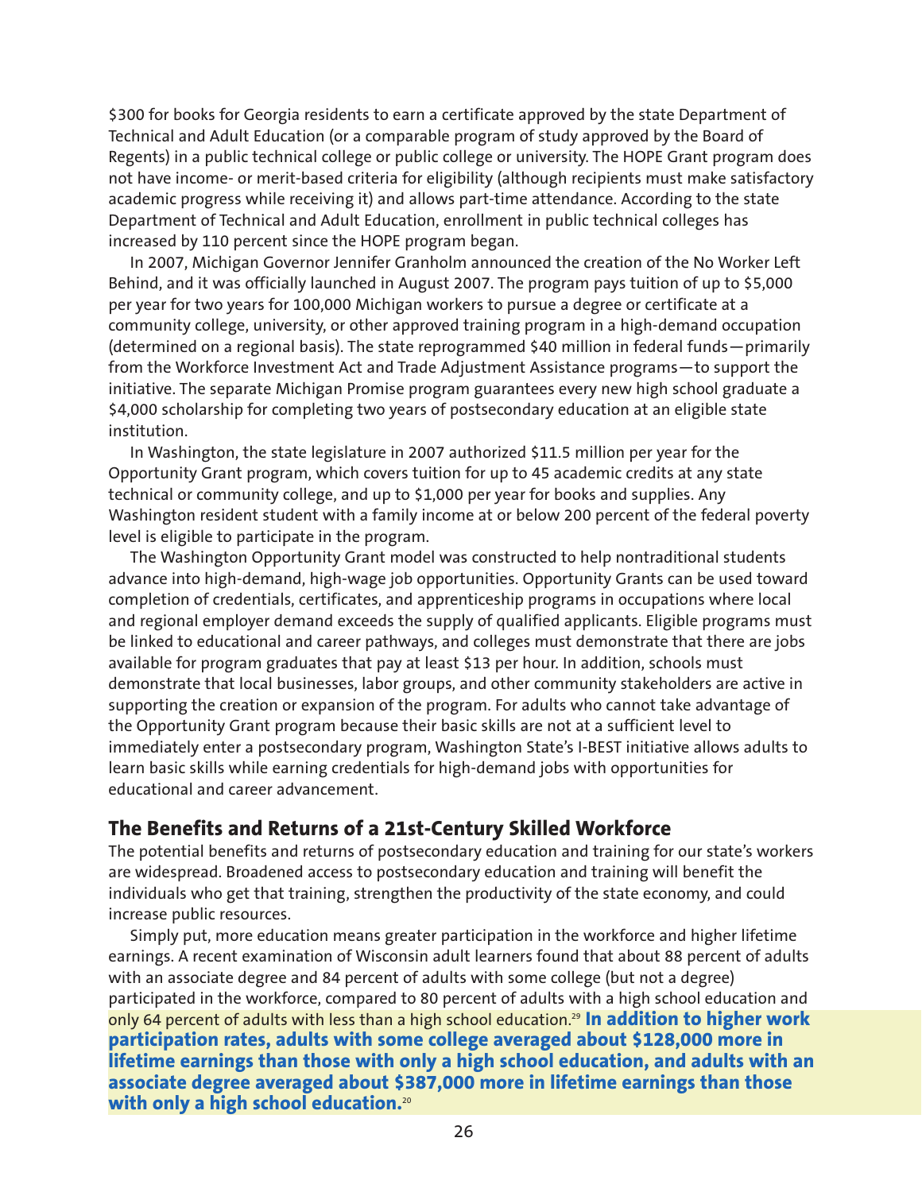$300 for books for Georgia residents to earn a certificate approved by the state Department of Technical and Adult Education (or a comparable program of study approved by the Board of Regents) in a public technical college or public college or university. The HOPE Grant program does not have income- or merit-based criteria for eligibility (although recipients must make satisfactory academic progress while receiving it) and allows part-time attendance. According to the state Department of Technical and Adult Education, enrollment in public technical colleges has increased by 110 percent since the HOPE program began.

In 2007, Michigan Governor Jennifer Granholm announced the creation of the No Worker Left Behind, and it was officially launched in August 2007. The program pays tuition of up to $5,000 per year for two years for 100,000 Michigan workers to pursue a degree or certificate at a community college, university, or other approved training program in a high-demand occupation (determined on a regional basis). The state reprogrammed $40 million in federal funds—primarily from the Workforce Investment Act and Trade Adjustment Assistance programs—to support the initiative. The separate Michigan Promise program guarantees every new high school graduate a $4,000 scholarship for completing two years of postsecondary education at an eligible state institution.

In Washington, the state legislature in 2007 authorized $11.5 million per year for the Opportunity Grant program, which covers tuition for up to 45 academic credits at any state technical or community college, and up to $1,000 per year for books and supplies. Any Washington resident student with a family income at or below 200 percent of the federal poverty level is eligible to participate in the program.

The Washington Opportunity Grant model was constructed to help nontraditional students advance into high-demand, high-wage job opportunities. Opportunity Grants can be used toward completion of credentials, certificates, and apprenticeship programs in occupations where local and regional employer demand exceeds the supply of qualified applicants. Eligible programs must be linked to educational and career pathways, and colleges must demonstrate that there are jobs available for program graduates that pay at least $13 per hour. In addition, schools must demonstrate that local businesses, labor groups, and other community stakeholders are active in supporting the creation or expansion of the program. For adults who cannot take advantage of the Opportunity Grant program because their basic skills are not at a sufficient level to immediately enter a postsecondary program, Washington State's I-BEST initiative allows adults to learn basic skills while earning credentials for high-demand jobs with opportunities for educational and career advancement.

## The Benefits and Returns of a 21st-Century Skilled Workforce

The potential benefits and returns of postsecondary education and training for our state's workers are widespread. Broadened access to postsecondary education and training will benefit the individuals who get that training, strengthen the productivity of the state economy, and could increase public resources.

Simply put, more education means greater participation in the workforce and higher lifetime earnings. A recent examination of Wisconsin adult learners found that about 88 percent of adults with an associate degree and 84 percent of adults with some college (but not a degree) participated in the workforce, compared to 80 percent of adults with a high school education and only 64 percent of adults with less than a high school education.[29] **In addition to higher work participation rates, adults with some college averaged about $128,000 more in lifetime earnings than those with only a high school education, and adults with an associate degree averaged about $387,000 more in lifetime earnings than those with only a high school education.**[20]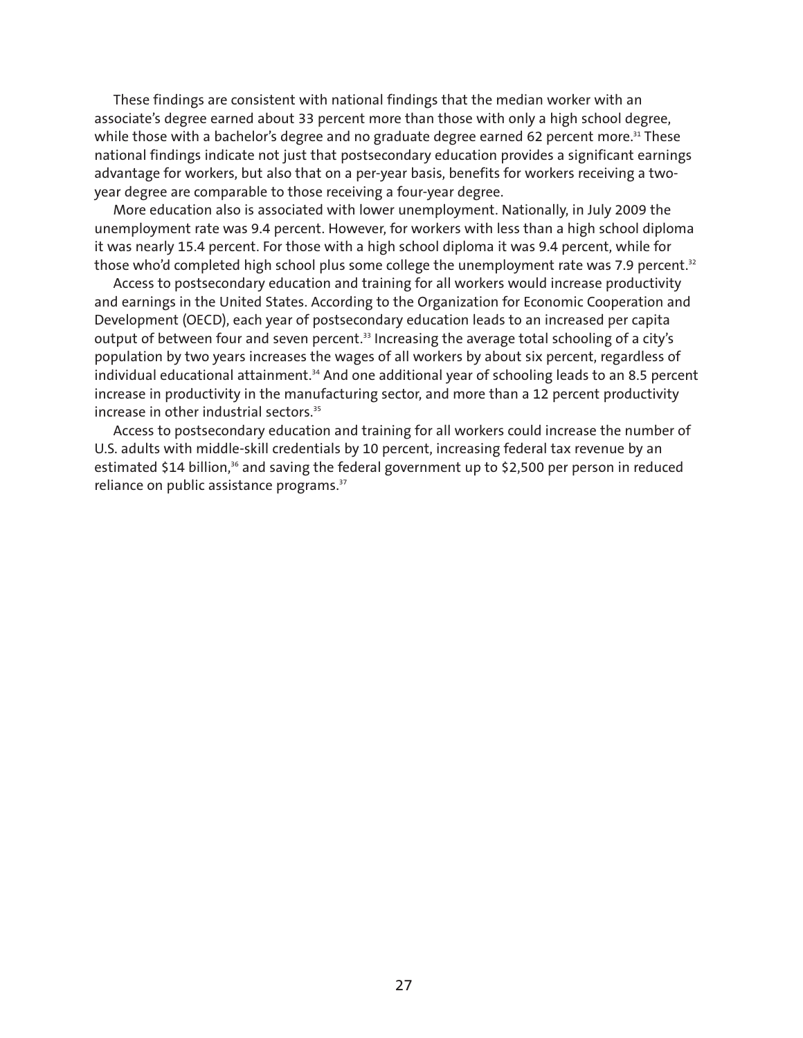These findings are consistent with national findings that the median worker with an associate's degree earned about 33 percent more than those with only a high school degree, while those with a bachelor's degree and no graduate degree earned 62 percent more.[31] These national findings indicate not just that postsecondary education provides a significant earnings advantage for workers, but also that on a per-year basis, benefits for workers receiving a two-year degree are comparable to those receiving a four-year degree.

More education also is associated with lower unemployment. Nationally, in July 2009 the unemployment rate was 9.4 percent. However, for workers with less than a high school diploma it was nearly 15.4 percent. For those with a high school diploma it was 9.4 percent, while for those who'd completed high school plus some college the unemployment rate was 7.9 percent.[32]

Access to postsecondary education and training for all workers would increase productivity and earnings in the United States. According to the Organization for Economic Cooperation and Development (OECD), each year of postsecondary education leads to an increased per capita output of between four and seven percent.[33] Increasing the average total schooling of a city's population by two years increases the wages of all workers by about six percent, regardless of individual educational attainment.[34] And one additional year of schooling leads to an 8.5 percent increase in productivity in the manufacturing sector, and more than a 12 percent productivity increase in other industrial sectors.[35]

Access to postsecondary education and training for all workers could increase the number of U.S. adults with middle-skill credentials by 10 percent, increasing federal tax revenue by an estimated $14 billion,[36] and saving the federal government up to $2,500 per person in reduced reliance on public assistance programs.[37]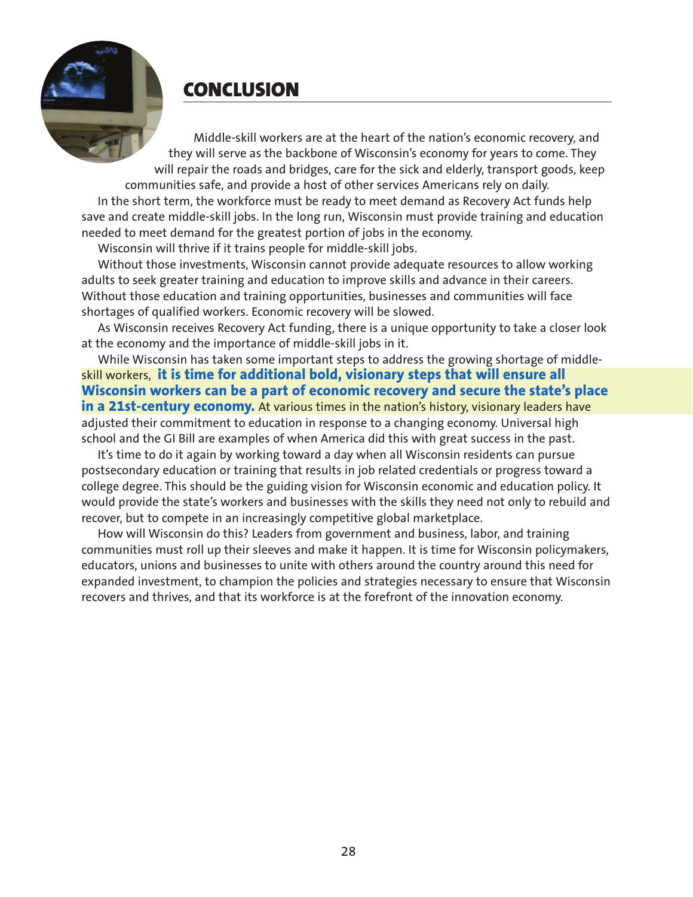## CONCLUSION

Middle-skill workers are at the heart of the nation's economic recovery, and they will serve as the backbone of Wisconsin's economy for years to come. They will repair the roads and bridges, care for the sick and elderly, transport goods, keep communities safe, and provide a host of other services Americans rely on daily.

In the short term, the workforce must be ready to meet demand as Recovery Act funds help save and create middle-skill jobs. In the long run, Wisconsin must provide training and education needed to meet demand for the greatest portion of jobs in the economy.

Wisconsin will thrive if it trains people for middle-skill jobs.

Without those investments, Wisconsin cannot provide adequate resources to allow working adults to seek greater training and education to improve skills and advance in their careers. Without those education and training opportunities, businesses and communities will face shortages of qualified workers. Economic recovery will be slowed.

As Wisconsin receives Recovery Act funding, there is a unique opportunity to take a closer look at the economy and the importance of middle-skill jobs in it.

While Wisconsin has taken some important steps to address the growing shortage of middle-skill workers, **it is time for additional bold, visionary steps that will ensure all Wisconsin workers can be a part of economic recovery and secure the state's place in a 21st-century economy.** At various times in the nation's history, visionary leaders have adjusted their commitment to education in response to a changing economy. Universal high school and the GI Bill are examples of when America did this with great success in the past.

It's time to do it again by working toward a day when all Wisconsin residents can pursue postsecondary education or training that results in job related credentials or progress toward a college degree. This should be the guiding vision for Wisconsin economic and education policy. It would provide the state's workers and businesses with the skills they need not only to rebuild and recover, but to compete in an increasingly competitive global marketplace.

How will Wisconsin do this? Leaders from government and business, labor, and training communities must roll up their sleeves and make it happen. It is time for Wisconsin policymakers, educators, unions and businesses to unite with others around the country around this need for expanded investment, to champion the policies and strategies necessary to ensure that Wisconsin recovers and thrives, and that its workforce is at the forefront of the innovation economy.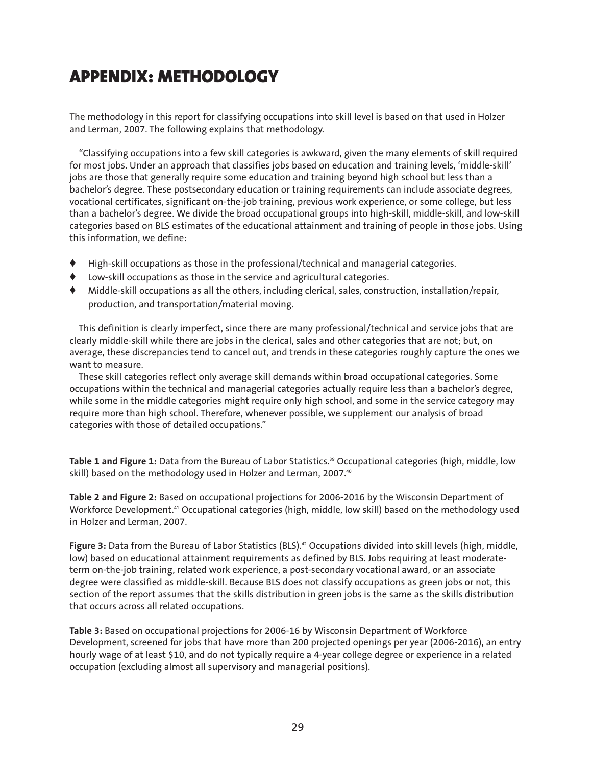# APPENDIX: METHODOLOGY

The methodology in this report for classifying occupations into skill level is based on that used in Holzer and Lerman, 2007. The following explains that methodology.

"Classifying occupations into a few skill categories is awkward, given the many elements of skill required for most jobs. Under an approach that classifies jobs based on education and training levels, 'middle-skill' jobs are those that generally require some education and training beyond high school but less than a bachelor's degree. These postsecondary education or training requirements can include associate degrees, vocational certificates, significant on-the-job training, previous work experience, or some college, but less than a bachelor's degree. We divide the broad occupational groups into high-skill, middle-skill, and low-skill categories based on BLS estimates of the educational attainment and training of people in those jobs. Using this information, we define:

- High-skill occupations as those in the professional/technical and managerial categories.
- Low-skill occupations as those in the service and agricultural categories.
- Middle-skill occupations as all the others, including clerical, sales, construction, installation/repair, production, and transportation/material moving.

This definition is clearly imperfect, since there are many professional/technical and service jobs that are clearly middle-skill while there are jobs in the clerical, sales and other categories that are not; but, on average, these discrepancies tend to cancel out, and trends in these categories roughly capture the ones we want to measure.

These skill categories reflect only average skill demands within broad occupational categories. Some occupations within the technical and managerial categories actually require less than a bachelor's degree, while some in the middle categories might require only high school, and some in the service category may require more than high school. Therefore, whenever possible, we supplement our analysis of broad categories with those of detailed occupations."

**Table 1 and Figure 1:** Data from the Bureau of Labor Statistics.[39] Occupational categories (high, middle, low skill) based on the methodology used in Holzer and Lerman, 2007.[40]

**Table 2 and Figure 2:** Based on occupational projections for 2006-2016 by the Wisconsin Department of Workforce Development.[41] Occupational categories (high, middle, low skill) based on the methodology used in Holzer and Lerman, 2007.

**Figure 3:** Data from the Bureau of Labor Statistics (BLS).[42] Occupations divided into skill levels (high, middle, low) based on educational attainment requirements as defined by BLS. Jobs requiring at least moderate-term on-the-job training, related work experience, a post-secondary vocational award, or an associate degree were classified as middle-skill. Because BLS does not classify occupations as green jobs or not, this section of the report assumes that the skills distribution in green jobs is the same as the skills distribution that occurs across all related occupations.

**Table 3:** Based on occupational projections for 2006-16 by Wisconsin Department of Workforce Development, screened for jobs that have more than 200 projected openings per year (2006-2016), an entry hourly wage of at least $10, and do not typically require a 4-year college degree or experience in a related occupation (excluding almost all supervisory and managerial positions).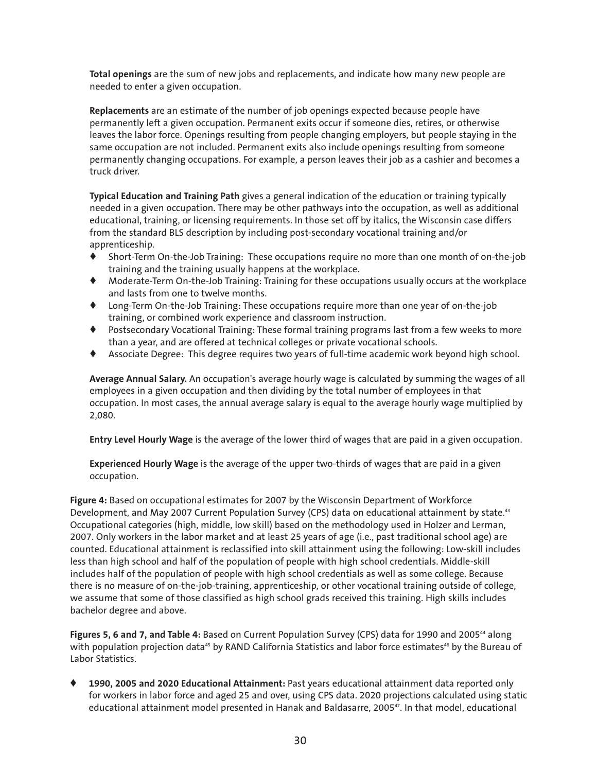**Total openings** are the sum of new jobs and replacements, and indicate how many new people are needed to enter a given occupation.

**Replacements** are an estimate of the number of job openings expected because people have permanently left a given occupation. Permanent exits occur if someone dies, retires, or otherwise leaves the labor force. Openings resulting from people changing employers, but people staying in the same occupation are not included. Permanent exits also include openings resulting from someone permanently changing occupations. For example, a person leaves their job as a cashier and becomes a truck driver.

**Typical Education and Training Path** gives a general indication of the education or training typically needed in a given occupation. There may be other pathways into the occupation, as well as additional educational, training, or licensing requirements. In those set off by italics, the Wisconsin case differs from the standard BLS description by including post-secondary vocational training and/or apprenticeship.

- Short-Term On-the-Job Training: These occupations require no more than one month of on-the-job training and the training usually happens at the workplace.
- Moderate-Term On-the-Job Training: Training for these occupations usually occurs at the workplace and lasts from one to twelve months.
- Long-Term On-the-Job Training: These occupations require more than one year of on-the-job training, or combined work experience and classroom instruction.
- Postsecondary Vocational Training: These formal training programs last from a few weeks to more than a year, and are offered at technical colleges or private vocational schools.
- Associate Degree: This degree requires two years of full-time academic work beyond high school.

**Average Annual Salary.** An occupation's average hourly wage is calculated by summing the wages of all employees in a given occupation and then dividing by the total number of employees in that occupation. In most cases, the annual average salary is equal to the average hourly wage multiplied by 2,080.

**Entry Level Hourly Wage** is the average of the lower third of wages that are paid in a given occupation.

**Experienced Hourly Wage** is the average of the upper two-thirds of wages that are paid in a given occupation.

**Figure 4:** Based on occupational estimates for 2007 by the Wisconsin Department of Workforce Development, and May 2007 Current Population Survey (CPS) data on educational attainment by state.[43] Occupational categories (high, middle, low skill) based on the methodology used in Holzer and Lerman, 2007. Only workers in the labor market and at least 25 years of age (i.e., past traditional school age) are counted. Educational attainment is reclassified into skill attainment using the following: Low-skill includes less than high school and half of the population of people with high school credentials. Middle-skill includes half of the population of people with high school credentials as well as some college. Because there is no measure of on-the-job-training, apprenticeship, or other vocational training outside of college, we assume that some of those classified as high school grads received this training. High skills includes bachelor degree and above.

**Figures 5, 6 and 7, and Table 4:** Based on Current Population Survey (CPS) data for 1990 and 2005[44] along with population projection data[45] by RAND California Statistics and labor force estimates[46] by the Bureau of Labor Statistics.

- **1990, 2005 and 2020 Educational Attainment:** Past years educational attainment data reported only for workers in labor force and aged 25 and over, using CPS data. 2020 projections calculated using static educational attainment model presented in Hanak and Baldasarre, 2005[47]. In that model, educational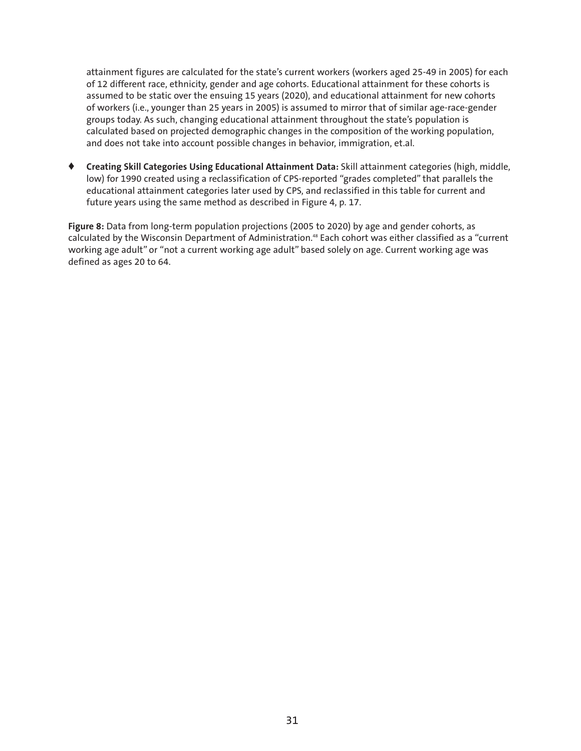attainment figures are calculated for the state's current workers (workers aged 25-49 in 2005) for each of 12 different race, ethnicity, gender and age cohorts. Educational attainment for these cohorts is assumed to be static over the ensuing 15 years (2020), and educational attainment for new cohorts of workers (i.e., younger than 25 years in 2005) is assumed to mirror that of similar age-race-gender groups today. As such, changing educational attainment throughout the state's population is calculated based on projected demographic changes in the composition of the working population, and does not take into account possible changes in behavior, immigration, et.al.

- **Creating Skill Categories Using Educational Attainment Data:** Skill attainment categories (high, middle, low) for 1990 created using a reclassification of CPS-reported "grades completed" that parallels the educational attainment categories later used by CPS, and reclassified in this table for current and future years using the same method as described in Figure 4, p. 17.

**Figure 8:** Data from long-term population projections (2005 to 2020) by age and gender cohorts, as calculated by the Wisconsin Department of Administration.[48] Each cohort was either classified as a "current working age adult" or "not a current working age adult" based solely on age. Current working age was defined as ages 20 to 64.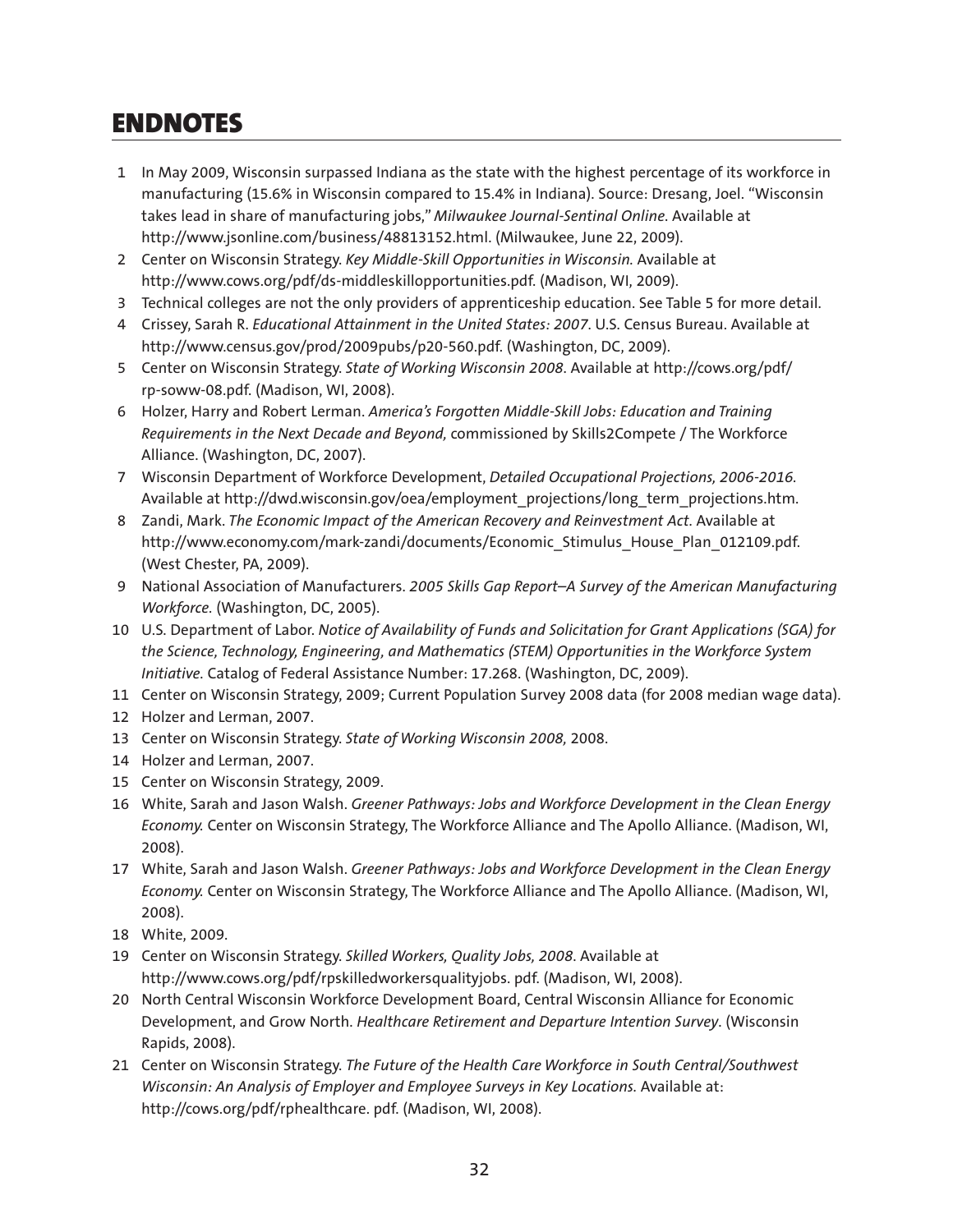# ENDNOTES

1. In May 2009, Wisconsin surpassed Indiana as the state with the highest percentage of its workforce in manufacturing (15.6% in Wisconsin compared to 15.4% in Indiana). Source: Dresang, Joel. "Wisconsin takes lead in share of manufacturing jobs," *Milwaukee Journal-Sentinal Online*. Available at http://www.jsonline.com/business/48813152.html. (Milwaukee, June 22, 2009).
2. Center on Wisconsin Strategy. *Key Middle-Skill Opportunities in Wisconsin.* Available at http://www.cows.org/pdf/ds-middleskillopportunities.pdf. (Madison, WI, 2009).
3. Technical colleges are not the only providers of apprenticeship education. See Table 5 for more detail.
4. Crissey, Sarah R. *Educational Attainment in the United States: 2007*. U.S. Census Bureau. Available at http://www.census.gov/prod/2009pubs/p20-560.pdf. (Washington, DC, 2009).
5. Center on Wisconsin Strategy. *State of Working Wisconsin 2008*. Available at http://cows.org/pdf/rp-soww-08.pdf. (Madison, WI, 2008).
6. Holzer, Harry and Robert Lerman. *America's Forgotten Middle-Skill Jobs: Education and Training Requirements in the Next Decade and Beyond,* commissioned by Skills2Compete / The Workforce Alliance. (Washington, DC, 2007).
7. Wisconsin Department of Workforce Development, *Detailed Occupational Projections, 2006-2016*. Available at http://dwd.wisconsin.gov/oea/employment_projections/long_term_projections.htm.
8. Zandi, Mark. *The Economic Impact of the American Recovery and Reinvestment Act.* Available at http://www.economy.com/mark-zandi/documents/Economic_Stimulus_House_Plan_012109.pdf. (West Chester, PA, 2009).
9. National Association of Manufacturers. *2005 Skills Gap Report–A Survey of the American Manufacturing Workforce.* (Washington, DC, 2005).
10. U.S. Department of Labor. *Notice of Availability of Funds and Solicitation for Grant Applications (SGA) for the Science, Technology, Engineering, and Mathematics (STEM) Opportunities in the Workforce System Initiative.* Catalog of Federal Assistance Number: 17.268. (Washington, DC, 2009).
11. Center on Wisconsin Strategy, 2009; Current Population Survey 2008 data (for 2008 median wage data).
12. Holzer and Lerman, 2007.
13. Center on Wisconsin Strategy. *State of Working Wisconsin 2008,* 2008.
14. Holzer and Lerman, 2007.
15. Center on Wisconsin Strategy, 2009.
16. White, Sarah and Jason Walsh. *Greener Pathways: Jobs and Workforce Development in the Clean Energy Economy.* Center on Wisconsin Strategy, The Workforce Alliance and The Apollo Alliance. (Madison, WI, 2008).
17. White, Sarah and Jason Walsh. *Greener Pathways: Jobs and Workforce Development in the Clean Energy Economy.* Center on Wisconsin Strategy, The Workforce Alliance and The Apollo Alliance. (Madison, WI, 2008).
18. White, 2009.
19. Center on Wisconsin Strategy. *Skilled Workers, Quality Jobs, 2008*. Available at http://www.cows.org/pdf/rpskilledworkersqualityjobs. pdf. (Madison, WI, 2008).
20. North Central Wisconsin Workforce Development Board, Central Wisconsin Alliance for Economic Development, and Grow North. *Healthcare Retirement and Departure Intention Survey*. (Wisconsin Rapids, 2008).
21. Center on Wisconsin Strategy. *The Future of the Health Care Workforce in South Central/Southwest Wisconsin: An Analysis of Employer and Employee Surveys in Key Locations.* Available at: http://cows.org/pdf/rphealthcare. pdf. (Madison, WI, 2008).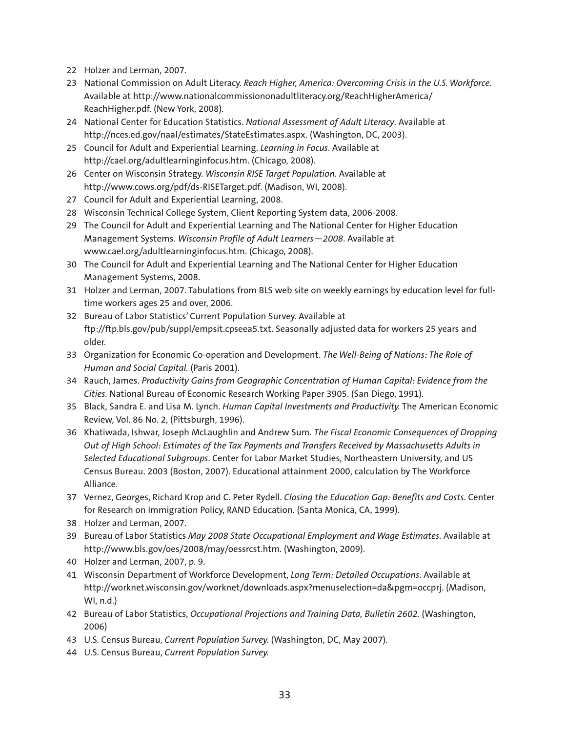22 Holzer and Lerman, 2007.

23 National Commission on Adult Literacy. *Reach Higher, America: Overcoming Crisis in the U.S. Workforce.* Available at http://www.nationalcommissiononadultliteracy.org/ReachHigherAmerica/ReachHigher.pdf. (New York, 2008).

24 National Center for Education Statistics. *National Assessment of Adult Literacy*. Available at http://nces.ed.gov/naal/estimates/StateEstimates.aspx. (Washington, DC, 2003).

25 Council for Adult and Experiential Learning. *Learning in Focus*. Available at http://cael.org/adultlearninginfocus.htm. (Chicago, 2008).

26 Center on Wisconsin Strategy. *Wisconsin RISE Target Population*. Available at http://www.cows.org/pdf/ds-RISETarget.pdf. (Madison, WI, 2008).

27 Council for Adult and Experiential Learning, 2008.

28 Wisconsin Technical College System, Client Reporting System data, 2006-2008.

29 The Council for Adult and Experiential Learning and The National Center for Higher Education Management Systems. *Wisconsin Profile of Adult Learners—2008*. Available at www.cael.org/adultlearninginfocus.htm. (Chicago, 2008).

30 The Council for Adult and Experiential Learning and The National Center for Higher Education Management Systems, 2008.

31 Holzer and Lerman, 2007. Tabulations from BLS web site on weekly earnings by education level for full-time workers ages 25 and over, 2006.

32 Bureau of Labor Statistics' Current Population Survey. Available at ftp://ftp.bls.gov/pub/suppl/empsit.cpseea5.txt. Seasonally adjusted data for workers 25 years and older.

33 Organization for Economic Co-operation and Development. *The Well-Being of Nations: The Role of Human and Social Capital*. (Paris 2001).

34 Rauch, James. *Productivity Gains from Geographic Concentration of Human Capital: Evidence from the Cities.* National Bureau of Economic Research Working Paper 3905. (San Diego, 1991).

35 Black, Sandra E. and Lisa M. Lynch. *Human Capital Investments and Productivity.* The American Economic Review, Vol. 86 No. 2, (Pittsburgh, 1996).

36 Khatiwada, Ishwar, Joseph McLaughlin and Andrew Sum. *The Fiscal Economic Consequences of Dropping Out of High School: Estimates of the Tax Payments and Transfers Received by Massachusetts Adults in Selected Educational Subgroups*. Center for Labor Market Studies, Northeastern University, and US Census Bureau. 2003 (Boston, 2007). Educational attainment 2000, calculation by The Workforce Alliance.

37 Vernez, Georges, Richard Krop and C. Peter Rydell. *Closing the Education Gap: Benefits and Costs.* Center for Research on Immigration Policy, RAND Education. (Santa Monica, CA, 1999).

38 Holzer and Lerman, 2007.

39 Bureau of Labor Statistics *May 2008 State Occupational Employment and Wage Estimates*. Available at http://www.bls.gov/oes/2008/may/oessrcst.htm. (Washington, 2009).

40 Holzer and Lerman, 2007, p. 9.

41 Wisconsin Department of Workforce Development, *Long Term: Detailed Occupations*. Available at http://worknet.wisconsin.gov/worknet/downloads.aspx?menuselection=da&pgm=occprj. (Madison, WI, n.d.)

42 Bureau of Labor Statistics, *Occupational Projections and Training Data, Bulletin 2602.* (Washington, 2006)

43 U.S. Census Bureau, *Current Population Survey.* (Washington, DC, May 2007).

44 U.S. Census Bureau, *Current Population Survey.*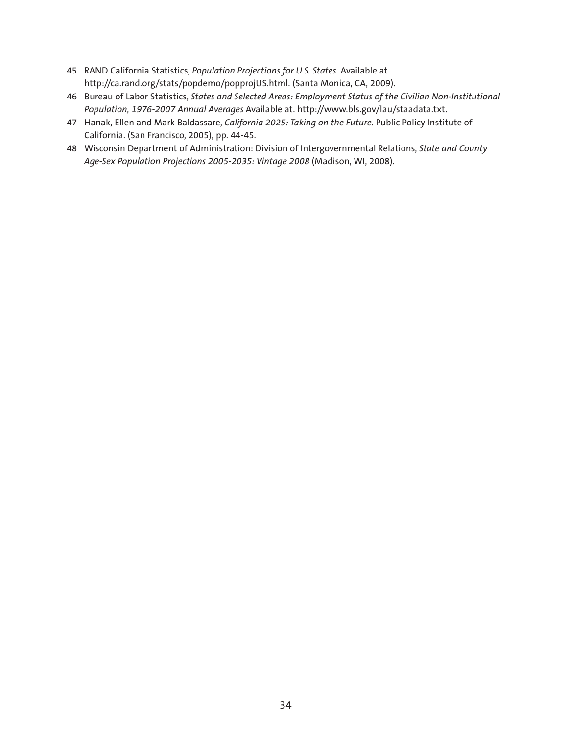45 RAND California Statistics, *Population Projections for U.S. States.* Available at http://ca.rand.org/stats/popdemo/popprojUS.html. (Santa Monica, CA, 2009).

46 Bureau of Labor Statistics, *States and Selected Areas: Employment Status of the Civilian Non-Institutional Population, 1976-2007 Annual Averages* Available at. http://www.bls.gov/lau/staadata.txt.

47 Hanak, Ellen and Mark Baldassare, *California 2025: Taking on the Future.* Public Policy Institute of California. (San Francisco, 2005), pp. 44-45.

48 Wisconsin Department of Administration: Division of Intergovernmental Relations, *State and County Age-Sex Population Projections 2005-2035: Vintage 2008* (Madison, WI, 2008).